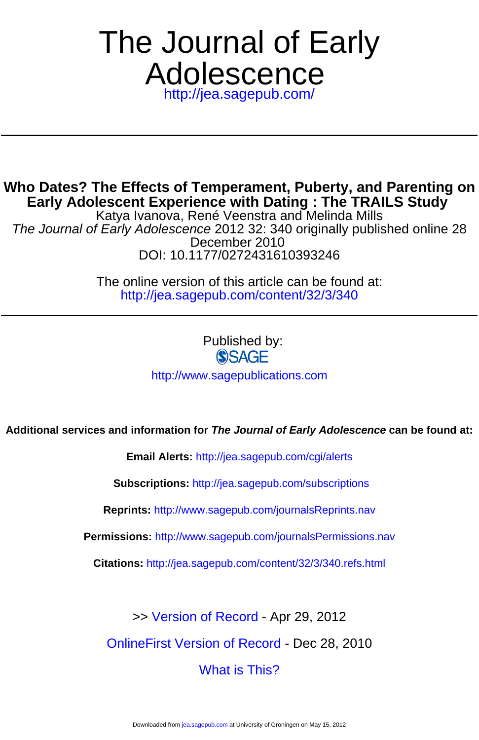# The Journal of Early Adolescence

http://jea.sagepub.com/

---

## Who Dates? The Effects of Temperament, Puberty, and Parenting on Early Adolescent Experience with Dating : The TRAILS Study

Katya Ivanova, René Veenstra and Melinda Mills

*The Journal of Early Adolescence* 2012 32: 340 originally published online 28 December 2010

DOI: 10.1177/0272431610393246

The online version of this article can be found at:
http://jea.sagepub.com/content/32/3/340

---

Published by:

SAGE

http://www.sagepublications.com

**Additional services and information for *The Journal of Early Adolescence* can be found at:**

**Email Alerts:** http://jea.sagepub.com/cgi/alerts

**Subscriptions:** http://jea.sagepub.com/subscriptions

**Reprints:** http://www.sagepub.com/journalsReprints.nav

**Permissions:** http://www.sagepub.com/journalsPermissions.nav

**Citations:** http://jea.sagepub.com/content/32/3/340.refs.html

>> Version of Record - Apr 29, 2012

OnlineFirst Version of Record - Dec 28, 2010

What is This?

Downloaded from jea.sagepub.com at University of Groningen on May 15, 2012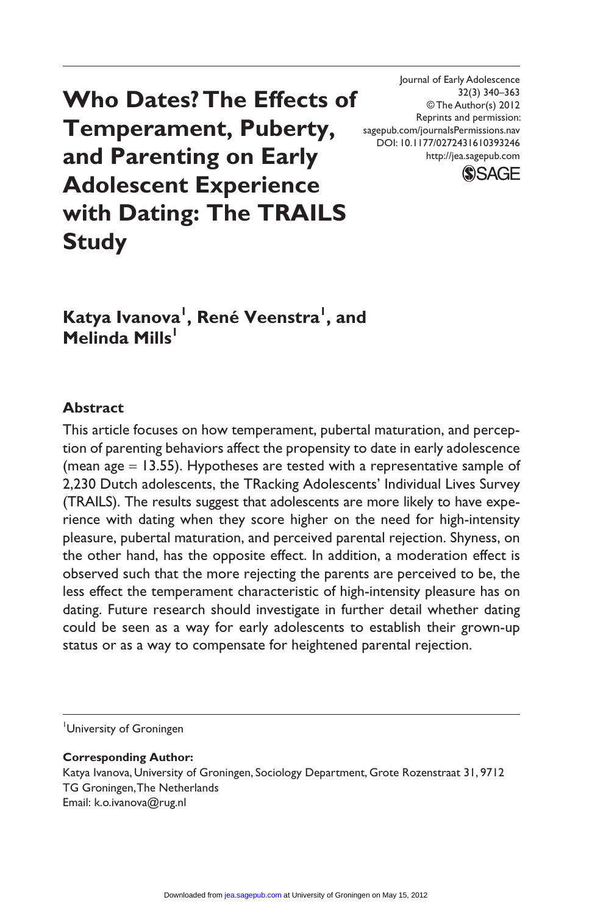# Who Dates? The Effects of Temperament, Puberty, and Parenting on Early Adolescent Experience with Dating: The TRAILS Study

Journal of Early Adolescence
32(3) 340–363
© The Author(s) 2012
Reprints and permission:
sagepub.com/journalsPermissions.nav
DOI: 10.1177/0272431610393246
http://jea.sagepub.com

**Katya Ivanova[1], René Veenstra[1], and Melinda Mills[1]**

## Abstract

This article focuses on how temperament, pubertal maturation, and perception of parenting behaviors affect the propensity to date in early adolescence (mean age = 13.55). Hypotheses are tested with a representative sample of 2,230 Dutch adolescents, the TRacking Adolescents' Individual Lives Survey (TRAILS). The results suggest that adolescents are more likely to have experience with dating when they score higher on the need for high-intensity pleasure, pubertal maturation, and perceived parental rejection. Shyness, on the other hand, has the opposite effect. In addition, a moderation effect is observed such that the more rejecting the parents are perceived to be, the less effect the temperament characteristic of high-intensity pleasure has on dating. Future research should investigate in further detail whether dating could be seen as a way for early adolescents to establish their grown-up status or as a way to compensate for heightened parental rejection.

[1]University of Groningen

**Corresponding Author:**
Katya Ivanova, University of Groningen, Sociology Department, Grote Rozenstraat 31, 9712 TG Groningen, The Netherlands
Email: k.o.ivanova@rug.nl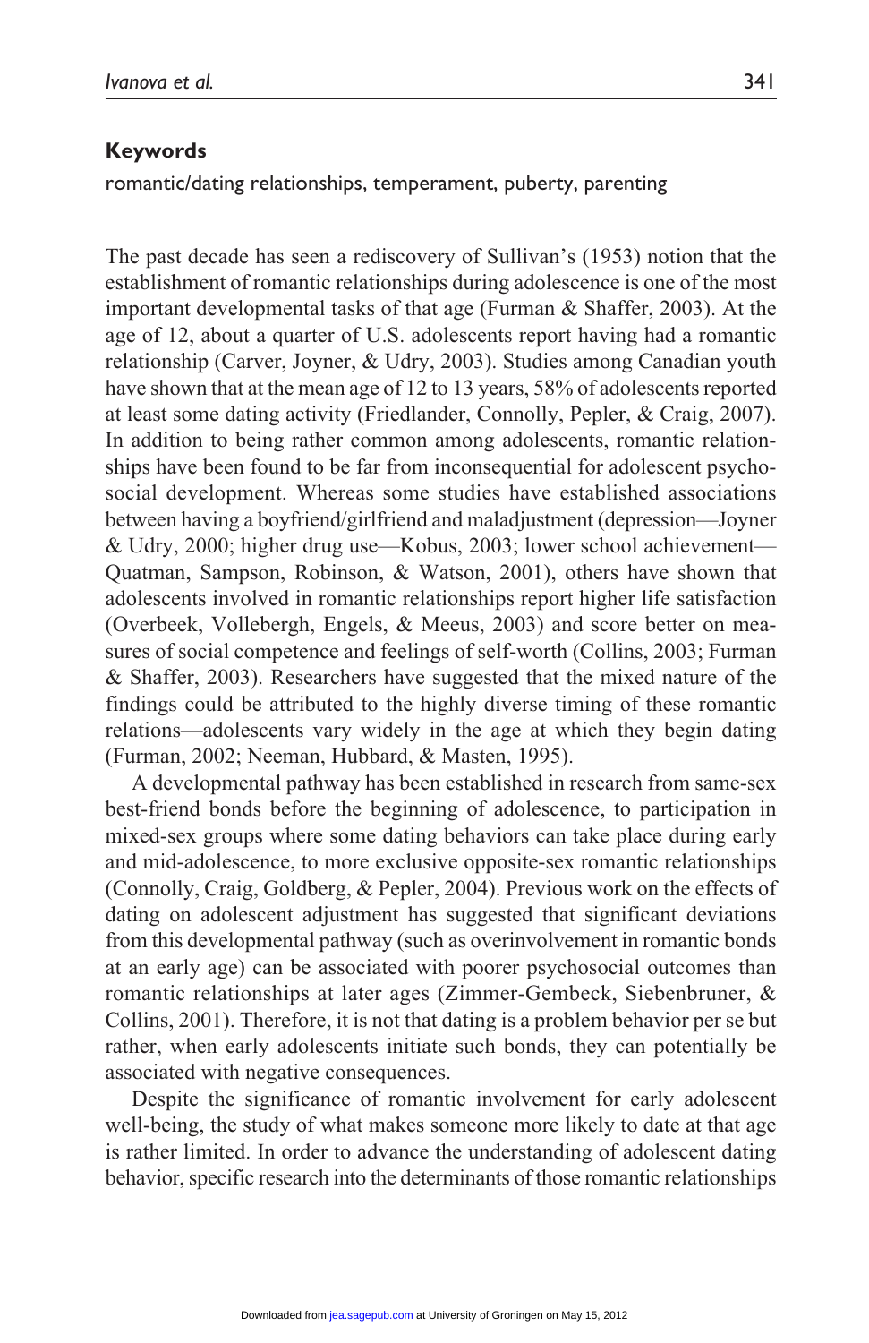**Keywords**

romantic/dating relationships, temperament, puberty, parenting

The past decade has seen a rediscovery of Sullivan's (1953) notion that the establishment of romantic relationships during adolescence is one of the most important developmental tasks of that age (Furman & Shaffer, 2003). At the age of 12, about a quarter of U.S. adolescents report having had a romantic relationship (Carver, Joyner, & Udry, 2003). Studies among Canadian youth have shown that at the mean age of 12 to 13 years, 58% of adolescents reported at least some dating activity (Friedlander, Connolly, Pepler, & Craig, 2007). In addition to being rather common among adolescents, romantic relationships have been found to be far from inconsequential for adolescent psychosocial development. Whereas some studies have established associations between having a boyfriend/girlfriend and maladjustment (depression—Joyner & Udry, 2000; higher drug use—Kobus, 2003; lower school achievement—Quatman, Sampson, Robinson, & Watson, 2001), others have shown that adolescents involved in romantic relationships report higher life satisfaction (Overbeek, Vollebergh, Engels, & Meeus, 2003) and score better on measures of social competence and feelings of self-worth (Collins, 2003; Furman & Shaffer, 2003). Researchers have suggested that the mixed nature of the findings could be attributed to the highly diverse timing of these romantic relations—adolescents vary widely in the age at which they begin dating (Furman, 2002; Neeman, Hubbard, & Masten, 1995).

A developmental pathway has been established in research from same-sex best-friend bonds before the beginning of adolescence, to participation in mixed-sex groups where some dating behaviors can take place during early and mid-adolescence, to more exclusive opposite-sex romantic relationships (Connolly, Craig, Goldberg, & Pepler, 2004). Previous work on the effects of dating on adolescent adjustment has suggested that significant deviations from this developmental pathway (such as overinvolvement in romantic bonds at an early age) can be associated with poorer psychosocial outcomes than romantic relationships at later ages (Zimmer-Gembeck, Siebenbruner, & Collins, 2001). Therefore, it is not that dating is a problem behavior per se but rather, when early adolescents initiate such bonds, they can potentially be associated with negative consequences.

Despite the significance of romantic involvement for early adolescent well-being, the study of what makes someone more likely to date at that age is rather limited. In order to advance the understanding of adolescent dating behavior, specific research into the determinants of those romantic relationships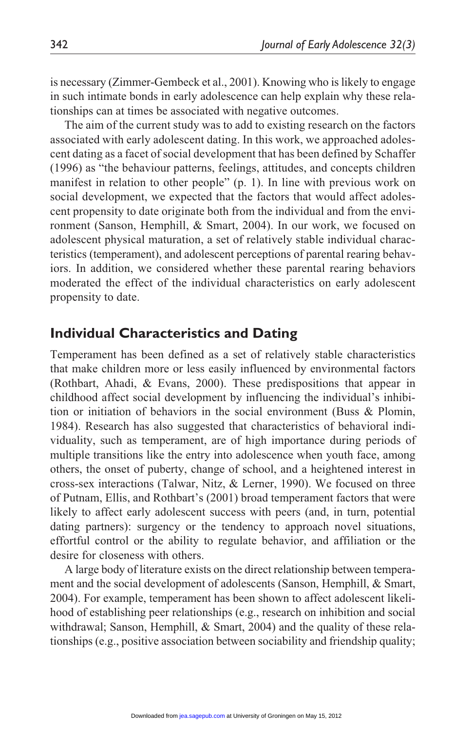is necessary (Zimmer-Gembeck et al., 2001). Knowing who is likely to engage in such intimate bonds in early adolescence can help explain why these relationships can at times be associated with negative outcomes.

The aim of the current study was to add to existing research on the factors associated with early adolescent dating. In this work, we approached adolescent dating as a facet of social development that has been defined by Schaffer (1996) as "the behaviour patterns, feelings, attitudes, and concepts children manifest in relation to other people" (p. 1). In line with previous work on social development, we expected that the factors that would affect adolescent propensity to date originate both from the individual and from the environment (Sanson, Hemphill, & Smart, 2004). In our work, we focused on adolescent physical maturation, a set of relatively stable individual characteristics (temperament), and adolescent perceptions of parental rearing behaviors. In addition, we considered whether these parental rearing behaviors moderated the effect of the individual characteristics on early adolescent propensity to date.

## Individual Characteristics and Dating

Temperament has been defined as a set of relatively stable characteristics that make children more or less easily influenced by environmental factors (Rothbart, Ahadi, & Evans, 2000). These predispositions that appear in childhood affect social development by influencing the individual's inhibition or initiation of behaviors in the social environment (Buss & Plomin, 1984). Research has also suggested that characteristics of behavioral individuality, such as temperament, are of high importance during periods of multiple transitions like the entry into adolescence when youth face, among others, the onset of puberty, change of school, and a heightened interest in cross-sex interactions (Talwar, Nitz, & Lerner, 1990). We focused on three of Putnam, Ellis, and Rothbart's (2001) broad temperament factors that were likely to affect early adolescent success with peers (and, in turn, potential dating partners): surgency or the tendency to approach novel situations, effortful control or the ability to regulate behavior, and affiliation or the desire for closeness with others.

A large body of literature exists on the direct relationship between temperament and the social development of adolescents (Sanson, Hemphill, & Smart, 2004). For example, temperament has been shown to affect adolescent likelihood of establishing peer relationships (e.g., research on inhibition and social withdrawal; Sanson, Hemphill, & Smart, 2004) and the quality of these relationships (e.g., positive association between sociability and friendship quality;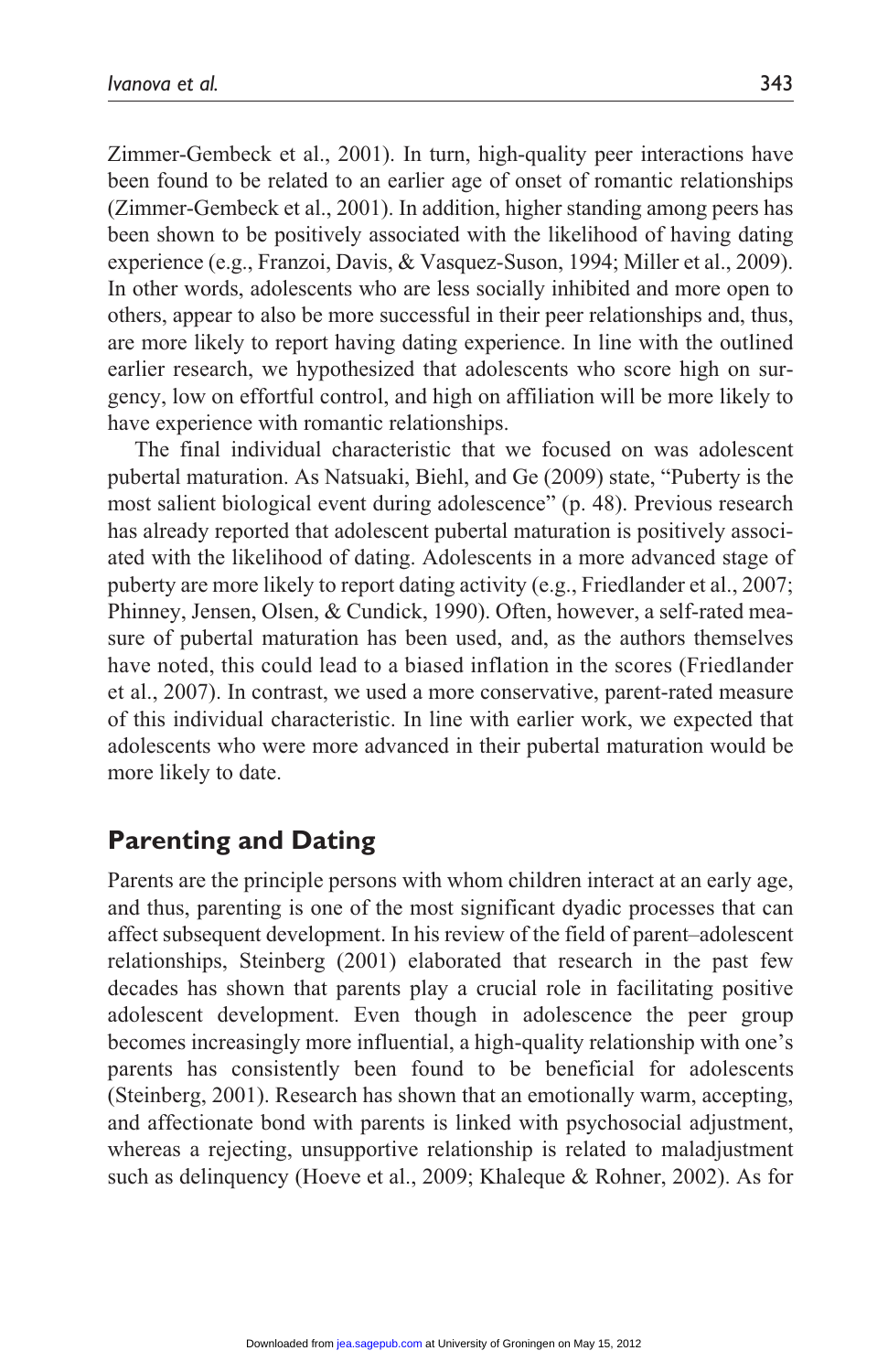Zimmer-Gembeck et al., 2001). In turn, high-quality peer interactions have been found to be related to an earlier age of onset of romantic relationships (Zimmer-Gembeck et al., 2001). In addition, higher standing among peers has been shown to be positively associated with the likelihood of having dating experience (e.g., Franzoi, Davis, & Vasquez-Suson, 1994; Miller et al., 2009). In other words, adolescents who are less socially inhibited and more open to others, appear to also be more successful in their peer relationships and, thus, are more likely to report having dating experience. In line with the outlined earlier research, we hypothesized that adolescents who score high on surgency, low on effortful control, and high on affiliation will be more likely to have experience with romantic relationships.

The final individual characteristic that we focused on was adolescent pubertal maturation. As Natsuaki, Biehl, and Ge (2009) state, "Puberty is the most salient biological event during adolescence" (p. 48). Previous research has already reported that adolescent pubertal maturation is positively associated with the likelihood of dating. Adolescents in a more advanced stage of puberty are more likely to report dating activity (e.g., Friedlander et al., 2007; Phinney, Jensen, Olsen, & Cundick, 1990). Often, however, a self-rated measure of pubertal maturation has been used, and, as the authors themselves have noted, this could lead to a biased inflation in the scores (Friedlander et al., 2007). In contrast, we used a more conservative, parent-rated measure of this individual characteristic. In line with earlier work, we expected that adolescents who were more advanced in their pubertal maturation would be more likely to date.

## Parenting and Dating

Parents are the principle persons with whom children interact at an early age, and thus, parenting is one of the most significant dyadic processes that can affect subsequent development. In his review of the field of parent–adolescent relationships, Steinberg (2001) elaborated that research in the past few decades has shown that parents play a crucial role in facilitating positive adolescent development. Even though in adolescence the peer group becomes increasingly more influential, a high-quality relationship with one's parents has consistently been found to be beneficial for adolescents (Steinberg, 2001). Research has shown that an emotionally warm, accepting, and affectionate bond with parents is linked with psychosocial adjustment, whereas a rejecting, unsupportive relationship is related to maladjustment such as delinquency (Hoeve et al., 2009; Khaleque & Rohner, 2002). As for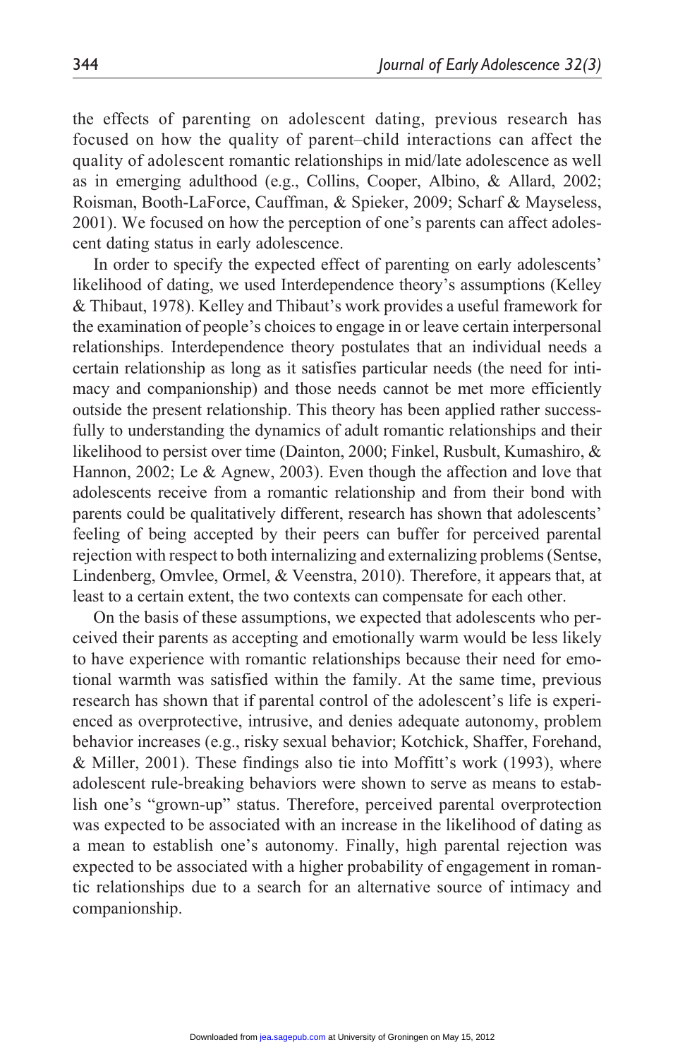the effects of parenting on adolescent dating, previous research has focused on how the quality of parent–child interactions can affect the quality of adolescent romantic relationships in mid/late adolescence as well as in emerging adulthood (e.g., Collins, Cooper, Albino, & Allard, 2002; Roisman, Booth-LaForce, Cauffman, & Spieker, 2009; Scharf & Mayseless, 2001). We focused on how the perception of one's parents can affect adolescent dating status in early adolescence.

In order to specify the expected effect of parenting on early adolescents' likelihood of dating, we used Interdependence theory's assumptions (Kelley & Thibaut, 1978). Kelley and Thibaut's work provides a useful framework for the examination of people's choices to engage in or leave certain interpersonal relationships. Interdependence theory postulates that an individual needs a certain relationship as long as it satisfies particular needs (the need for intimacy and companionship) and those needs cannot be met more efficiently outside the present relationship. This theory has been applied rather successfully to understanding the dynamics of adult romantic relationships and their likelihood to persist over time (Dainton, 2000; Finkel, Rusbult, Kumashiro, & Hannon, 2002; Le & Agnew, 2003). Even though the affection and love that adolescents receive from a romantic relationship and from their bond with parents could be qualitatively different, research has shown that adolescents' feeling of being accepted by their peers can buffer for perceived parental rejection with respect to both internalizing and externalizing problems (Sentse, Lindenberg, Omvlee, Ormel, & Veenstra, 2010). Therefore, it appears that, at least to a certain extent, the two contexts can compensate for each other.

On the basis of these assumptions, we expected that adolescents who perceived their parents as accepting and emotionally warm would be less likely to have experience with romantic relationships because their need for emotional warmth was satisfied within the family. At the same time, previous research has shown that if parental control of the adolescent's life is experienced as overprotective, intrusive, and denies adequate autonomy, problem behavior increases (e.g., risky sexual behavior; Kotchick, Shaffer, Forehand, & Miller, 2001). These findings also tie into Moffitt's work (1993), where adolescent rule-breaking behaviors were shown to serve as means to establish one's "grown-up" status. Therefore, perceived parental overprotection was expected to be associated with an increase in the likelihood of dating as a mean to establish one's autonomy. Finally, high parental rejection was expected to be associated with a higher probability of engagement in romantic relationships due to a search for an alternative source of intimacy and companionship.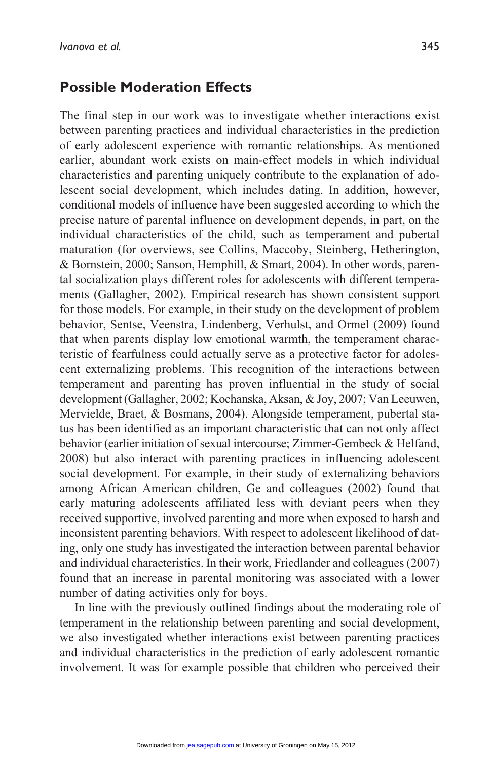## Possible Moderation Effects

The final step in our work was to investigate whether interactions exist between parenting practices and individual characteristics in the prediction of early adolescent experience with romantic relationships. As mentioned earlier, abundant work exists on main-effect models in which individual characteristics and parenting uniquely contribute to the explanation of adolescent social development, which includes dating. In addition, however, conditional models of influence have been suggested according to which the precise nature of parental influence on development depends, in part, on the individual characteristics of the child, such as temperament and pubertal maturation (for overviews, see Collins, Maccoby, Steinberg, Hetherington, & Bornstein, 2000; Sanson, Hemphill, & Smart, 2004). In other words, parental socialization plays different roles for adolescents with different temperaments (Gallagher, 2002). Empirical research has shown consistent support for those models. For example, in their study on the development of problem behavior, Sentse, Veenstra, Lindenberg, Verhulst, and Ormel (2009) found that when parents display low emotional warmth, the temperament characteristic of fearfulness could actually serve as a protective factor for adolescent externalizing problems. This recognition of the interactions between temperament and parenting has proven influential in the study of social development (Gallagher, 2002; Kochanska, Aksan, & Joy, 2007; Van Leeuwen, Mervielde, Braet, & Bosmans, 2004). Alongside temperament, pubertal status has been identified as an important characteristic that can not only affect behavior (earlier initiation of sexual intercourse; Zimmer-Gembeck & Helfand, 2008) but also interact with parenting practices in influencing adolescent social development. For example, in their study of externalizing behaviors among African American children, Ge and colleagues (2002) found that early maturing adolescents affiliated less with deviant peers when they received supportive, involved parenting and more when exposed to harsh and inconsistent parenting behaviors. With respect to adolescent likelihood of dating, only one study has investigated the interaction between parental behavior and individual characteristics. In their work, Friedlander and colleagues (2007) found that an increase in parental monitoring was associated with a lower number of dating activities only for boys.

In line with the previously outlined findings about the moderating role of temperament in the relationship between parenting and social development, we also investigated whether interactions exist between parenting practices and individual characteristics in the prediction of early adolescent romantic involvement. It was for example possible that children who perceived their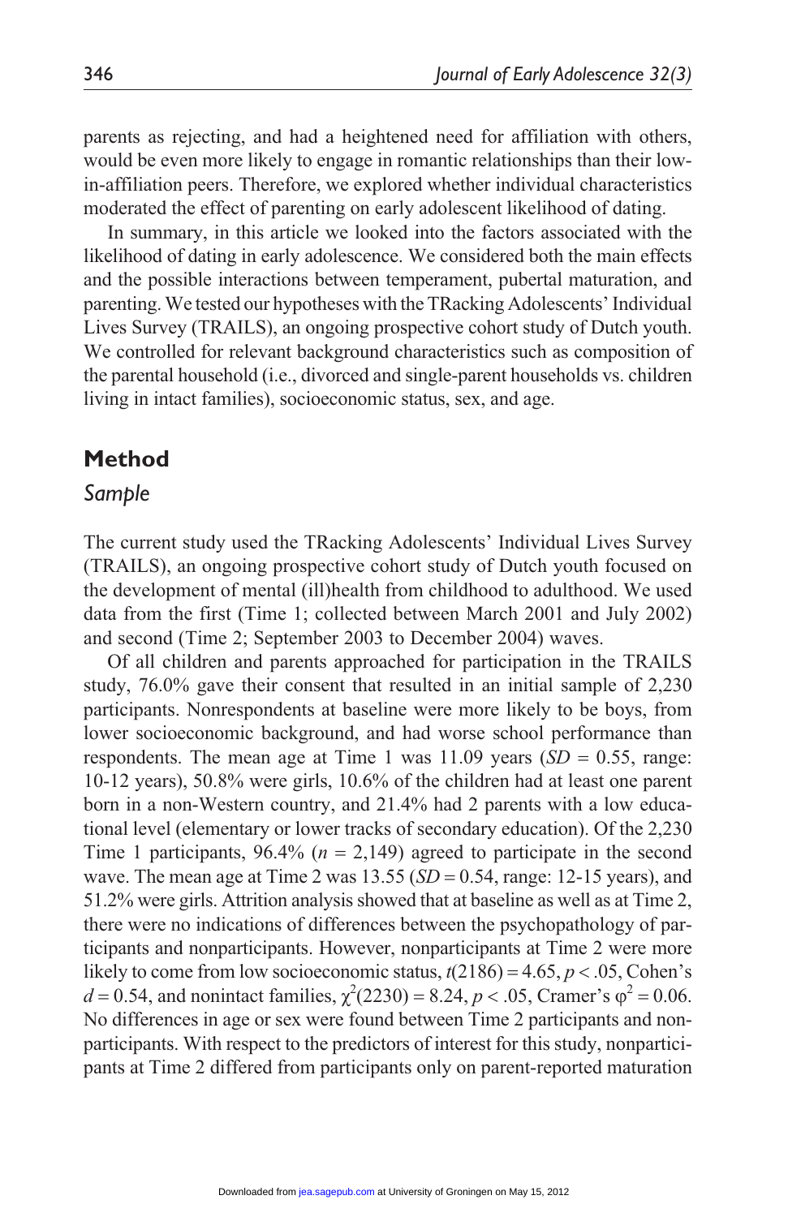parents as rejecting, and had a heightened need for affiliation with others, would be even more likely to engage in romantic relationships than their low-in-affiliation peers. Therefore, we explored whether individual characteristics moderated the effect of parenting on early adolescent likelihood of dating.

In summary, in this article we looked into the factors associated with the likelihood of dating in early adolescence. We considered both the main effects and the possible interactions between temperament, pubertal maturation, and parenting. We tested our hypotheses with the TRacking Adolescents' Individual Lives Survey (TRAILS), an ongoing prospective cohort study of Dutch youth. We controlled for relevant background characteristics such as composition of the parental household (i.e., divorced and single-parent households vs. children living in intact families), socioeconomic status, sex, and age.

## Method

### *Sample*

The current study used the TRacking Adolescents' Individual Lives Survey (TRAILS), an ongoing prospective cohort study of Dutch youth focused on the development of mental (ill)health from childhood to adulthood. We used data from the first (Time 1; collected between March 2001 and July 2002) and second (Time 2; September 2003 to December 2004) waves.

Of all children and parents approached for participation in the TRAILS study, 76.0% gave their consent that resulted in an initial sample of 2,230 participants. Nonrespondents at baseline were more likely to be boys, from lower socioeconomic background, and had worse school performance than respondents. The mean age at Time 1 was 11.09 years ($SD$ = 0.55, range: 10-12 years), 50.8% were girls, 10.6% of the children had at least one parent born in a non-Western country, and 21.4% had 2 parents with a low educational level (elementary or lower tracks of secondary education). Of the 2,230 Time 1 participants, 96.4% ($n$ = 2,149) agreed to participate in the second wave. The mean age at Time 2 was 13.55 ($SD$ = 0.54, range: 12-15 years), and 51.2% were girls. Attrition analysis showed that at baseline as well as at Time 2, there were no indications of differences between the psychopathology of participants and nonparticipants. However, nonparticipants at Time 2 were more likely to come from low socioeconomic status, $t(2186) = 4.65$, $p < .05$, Cohen's $d = 0.54$, and nonintact families, $\chi^2(2230) = 8.24$, $p < .05$, Cramer's $\varphi^2 = 0.06$. No differences in age or sex were found between Time 2 participants and nonparticipants. With respect to the predictors of interest for this study, nonparticipants at Time 2 differed from participants only on parent-reported maturation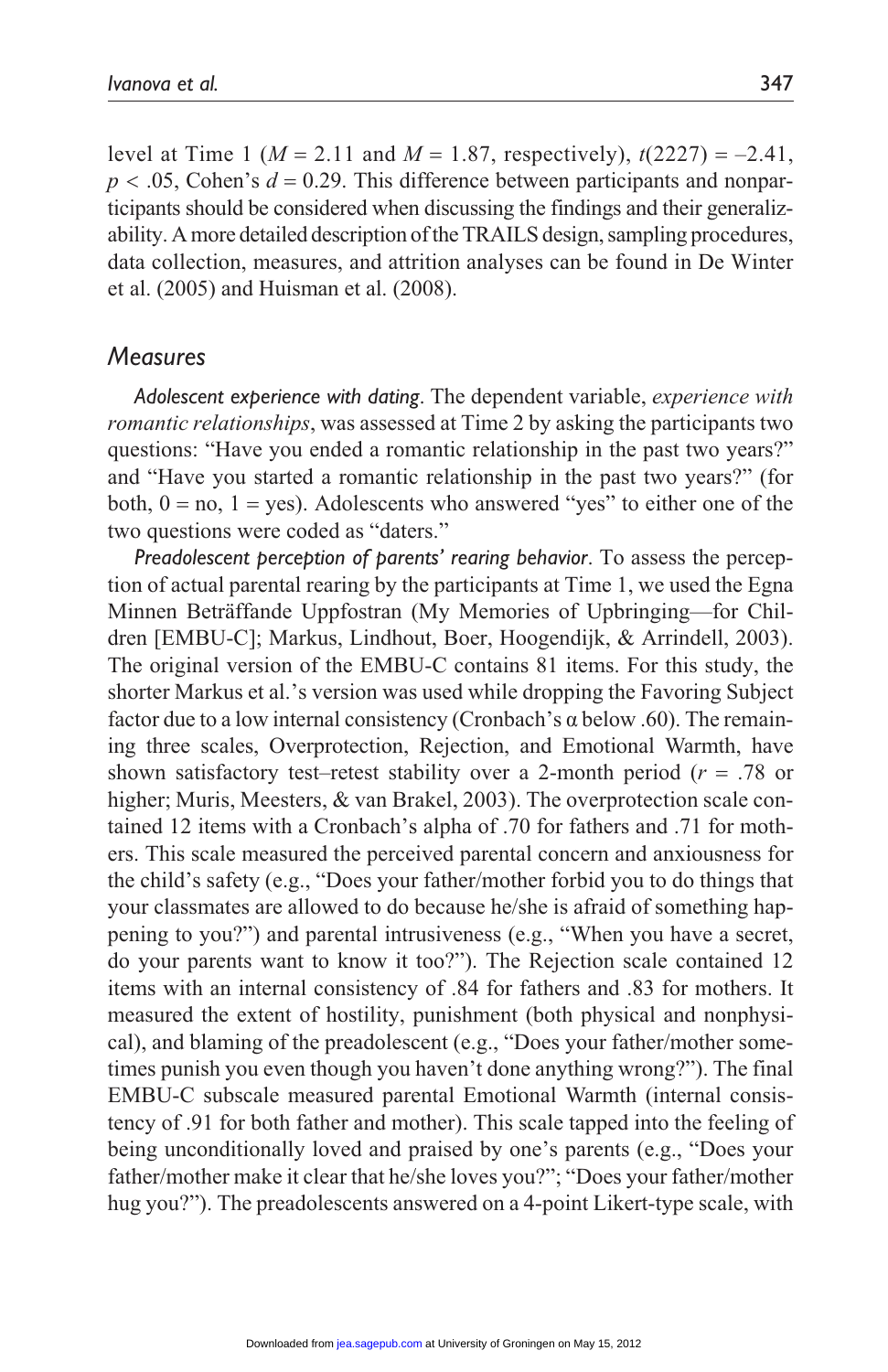level at Time 1 ($M = 2.11$ and $M = 1.87$, respectively), $t(2227) = -2.41$, $p < .05$, Cohen's $d = 0.29$. This difference between participants and nonparticipants should be considered when discussing the findings and their generalizability. A more detailed description of the TRAILS design, sampling procedures, data collection, measures, and attrition analyses can be found in De Winter et al. (2005) and Huisman et al. (2008).

## Measures

*Adolescent experience with dating*. The dependent variable, *experience with romantic relationships*, was assessed at Time 2 by asking the participants two questions: "Have you ended a romantic relationship in the past two years?" and "Have you started a romantic relationship in the past two years?" (for both, 0 = no, 1 = yes). Adolescents who answered "yes" to either one of the two questions were coded as "daters."

*Preadolescent perception of parents' rearing behavior*. To assess the perception of actual parental rearing by the participants at Time 1, we used the Egna Minnen Beträffande Uppfostran (My Memories of Upbringing—for Children [EMBU-C]; Markus, Lindhout, Boer, Hoogendijk, & Arrindell, 2003). The original version of the EMBU-C contains 81 items. For this study, the shorter Markus et al.'s version was used while dropping the Favoring Subject factor due to a low internal consistency (Cronbach's α below .60). The remaining three scales, Overprotection, Rejection, and Emotional Warmth, have shown satisfactory test–retest stability over a 2-month period ($r = .78$ or higher; Muris, Meesters, & van Brakel, 2003). The overprotection scale contained 12 items with a Cronbach's alpha of .70 for fathers and .71 for mothers. This scale measured the perceived parental concern and anxiousness for the child's safety (e.g., "Does your father/mother forbid you to do things that your classmates are allowed to do because he/she is afraid of something happening to you?") and parental intrusiveness (e.g., "When you have a secret, do your parents want to know it too?"). The Rejection scale contained 12 items with an internal consistency of .84 for fathers and .83 for mothers. It measured the extent of hostility, punishment (both physical and nonphysical), and blaming of the preadolescent (e.g., "Does your father/mother sometimes punish you even though you haven't done anything wrong?"). The final EMBU-C subscale measured parental Emotional Warmth (internal consistency of .91 for both father and mother). This scale tapped into the feeling of being unconditionally loved and praised by one's parents (e.g., "Does your father/mother make it clear that he/she loves you?"; "Does your father/mother hug you?"). The preadolescents answered on a 4-point Likert-type scale, with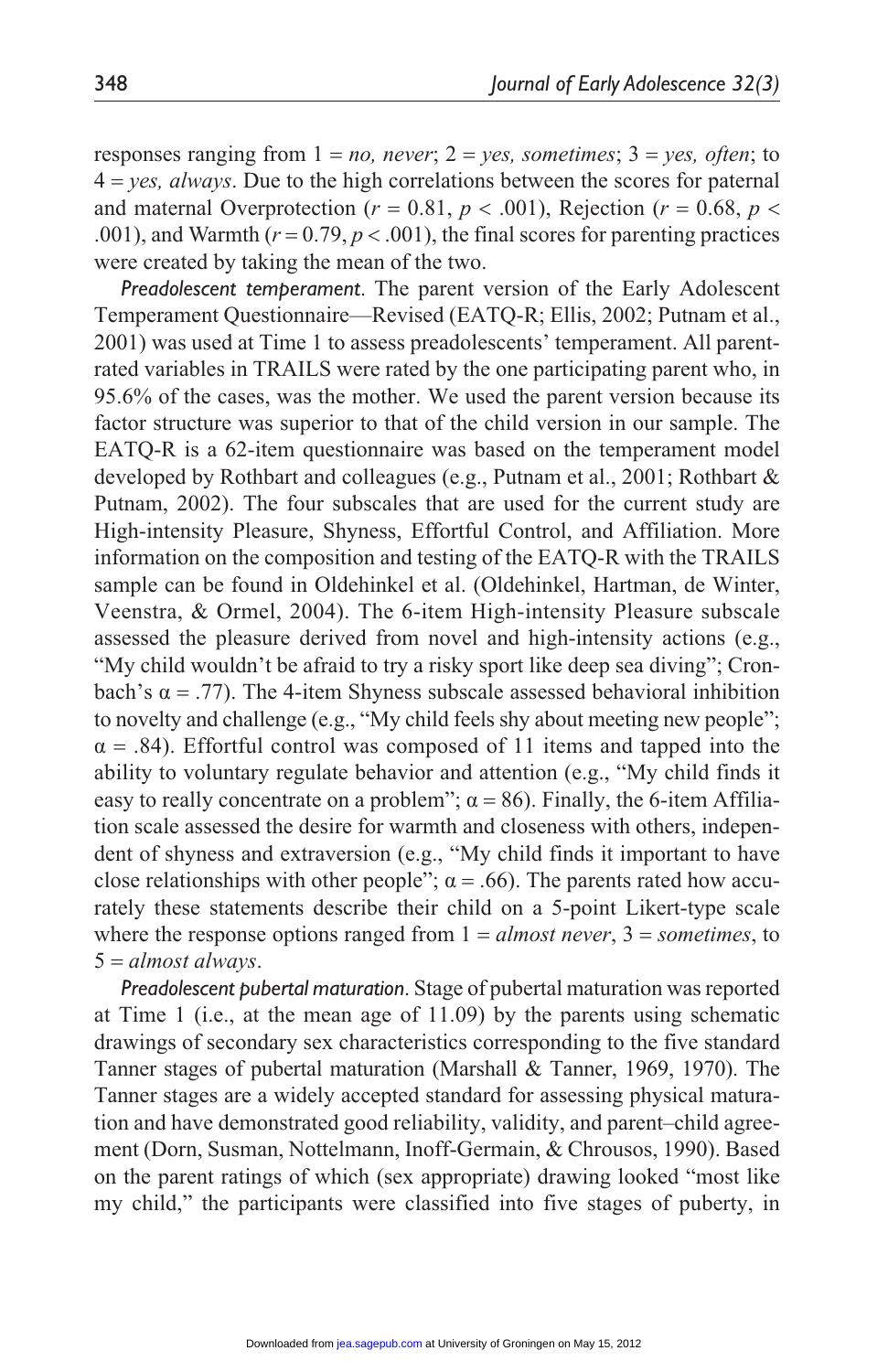responses ranging from 1 = *no, never*; 2 = *yes, sometimes*; 3 = *yes, often*; to 4 = *yes, always*. Due to the high correlations between the scores for paternal and maternal Overprotection ($r = 0.81$, $p < .001$), Rejection ($r = 0.68$, $p < .001$), and Warmth ($r = 0.79$, $p < .001$), the final scores for parenting practices were created by taking the mean of the two.

*Preadolescent temperament*. The parent version of the Early Adolescent Temperament Questionnaire—Revised (EATQ-R; Ellis, 2002; Putnam et al., 2001) was used at Time 1 to assess preadolescents' temperament. All parent-rated variables in TRAILS were rated by the one participating parent who, in 95.6% of the cases, was the mother. We used the parent version because its factor structure was superior to that of the child version in our sample. The EATQ-R is a 62-item questionnaire was based on the temperament model developed by Rothbart and colleagues (e.g., Putnam et al., 2001; Rothbart & Putnam, 2002). The four subscales that are used for the current study are High-intensity Pleasure, Shyness, Effortful Control, and Affiliation. More information on the composition and testing of the EATQ-R with the TRAILS sample can be found in Oldehinkel et al. (Oldehinkel, Hartman, de Winter, Veenstra, & Ormel, 2004). The 6-item High-intensity Pleasure subscale assessed the pleasure derived from novel and high-intensity actions (e.g., "My child wouldn't be afraid to try a risky sport like deep sea diving"; Cronbach's $\alpha = .77$). The 4-item Shyness subscale assessed behavioral inhibition to novelty and challenge (e.g., "My child feels shy about meeting new people"; $\alpha = .84$). Effortful control was composed of 11 items and tapped into the ability to voluntary regulate behavior and attention (e.g., "My child finds it easy to really concentrate on a problem"; $\alpha = 86$). Finally, the 6-item Affiliation scale assessed the desire for warmth and closeness with others, independent of shyness and extraversion (e.g., "My child finds it important to have close relationships with other people"; $\alpha = .66$). The parents rated how accurately these statements describe their child on a 5-point Likert-type scale where the response options ranged from 1 = *almost never*, 3 = *sometimes*, to 5 = *almost always*.

*Preadolescent pubertal maturation*. Stage of pubertal maturation was reported at Time 1 (i.e., at the mean age of 11.09) by the parents using schematic drawings of secondary sex characteristics corresponding to the five standard Tanner stages of pubertal maturation (Marshall & Tanner, 1969, 1970). The Tanner stages are a widely accepted standard for assessing physical maturation and have demonstrated good reliability, validity, and parent–child agreement (Dorn, Susman, Nottelmann, Inoff-Germain, & Chrousos, 1990). Based on the parent ratings of which (sex appropriate) drawing looked "most like my child," the participants were classified into five stages of puberty, in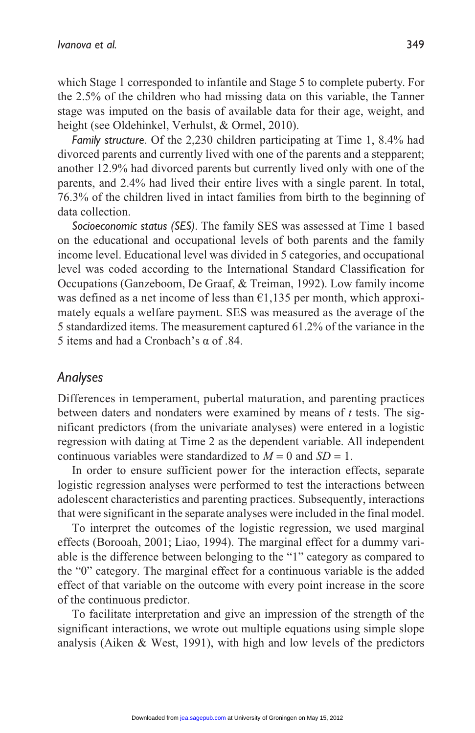which Stage 1 corresponded to infantile and Stage 5 to complete puberty. For the 2.5% of the children who had missing data on this variable, the Tanner stage was imputed on the basis of available data for their age, weight, and height (see Oldehinkel, Verhulst, & Ormel, 2010).

*Family structure*. Of the 2,230 children participating at Time 1, 8.4% had divorced parents and currently lived with one of the parents and a stepparent; another 12.9% had divorced parents but currently lived only with one of the parents, and 2.4% had lived their entire lives with a single parent. In total, 76.3% of the children lived in intact families from birth to the beginning of data collection.

*Socioeconomic status (SES)*. The family SES was assessed at Time 1 based on the educational and occupational levels of both parents and the family income level. Educational level was divided in 5 categories, and occupational level was coded according to the International Standard Classification for Occupations (Ganzeboom, De Graaf, & Treiman, 1992). Low family income was defined as a net income of less than €1,135 per month, which approximately equals a welfare payment. SES was measured as the average of the 5 standardized items. The measurement captured 61.2% of the variance in the 5 items and had a Cronbach's α of .84.

## Analyses

Differences in temperament, pubertal maturation, and parenting practices between daters and nondaters were examined by means of *t* tests. The significant predictors (from the univariate analyses) were entered in a logistic regression with dating at Time 2 as the dependent variable. All independent continuous variables were standardized to $M = 0$ and $SD = 1$.

In order to ensure sufficient power for the interaction effects, separate logistic regression analyses were performed to test the interactions between adolescent characteristics and parenting practices. Subsequently, interactions that were significant in the separate analyses were included in the final model.

To interpret the outcomes of the logistic regression, we used marginal effects (Borooah, 2001; Liao, 1994). The marginal effect for a dummy variable is the difference between belonging to the "1" category as compared to the "0" category. The marginal effect for a continuous variable is the added effect of that variable on the outcome with every point increase in the score of the continuous predictor.

To facilitate interpretation and give an impression of the strength of the significant interactions, we wrote out multiple equations using simple slope analysis (Aiken & West, 1991), with high and low levels of the predictors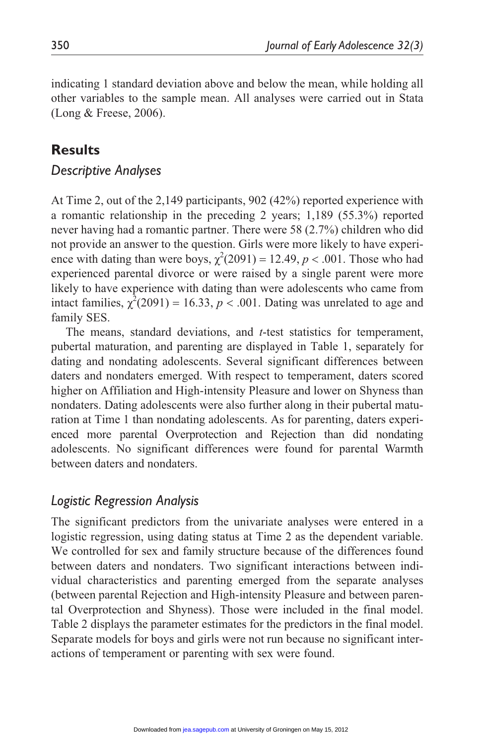indicating 1 standard deviation above and below the mean, while holding all other variables to the sample mean. All analyses were carried out in Stata (Long & Freese, 2006).

## Results

### *Descriptive Analyses*

At Time 2, out of the 2,149 participants, 902 (42%) reported experience with a romantic relationship in the preceding 2 years; 1,189 (55.3%) reported never having had a romantic partner. There were 58 (2.7%) children who did not provide an answer to the question. Girls were more likely to have experience with dating than were boys, $\chi^2(2091) = 12.49$, $p < .001$. Those who had experienced parental divorce or were raised by a single parent were more likely to have experience with dating than were adolescents who came from intact families, $\chi^2(2091) = 16.33$, $p < .001$. Dating was unrelated to age and family SES.

The means, standard deviations, and *t*-test statistics for temperament, pubertal maturation, and parenting are displayed in Table 1, separately for dating and nondating adolescents. Several significant differences between daters and nondaters emerged. With respect to temperament, daters scored higher on Affiliation and High-intensity Pleasure and lower on Shyness than nondaters. Dating adolescents were also further along in their pubertal maturation at Time 1 than nondating adolescents. As for parenting, daters experienced more parental Overprotection and Rejection than did nondating adolescents. No significant differences were found for parental Warmth between daters and nondaters.

### *Logistic Regression Analysis*

The significant predictors from the univariate analyses were entered in a logistic regression, using dating status at Time 2 as the dependent variable. We controlled for sex and family structure because of the differences found between daters and nondaters. Two significant interactions between individual characteristics and parenting emerged from the separate analyses (between parental Rejection and High-intensity Pleasure and between parental Overprotection and Shyness). Those were included in the final model. Table 2 displays the parameter estimates for the predictors in the final model. Separate models for boys and girls were not run because no significant interactions of temperament or parenting with sex were found.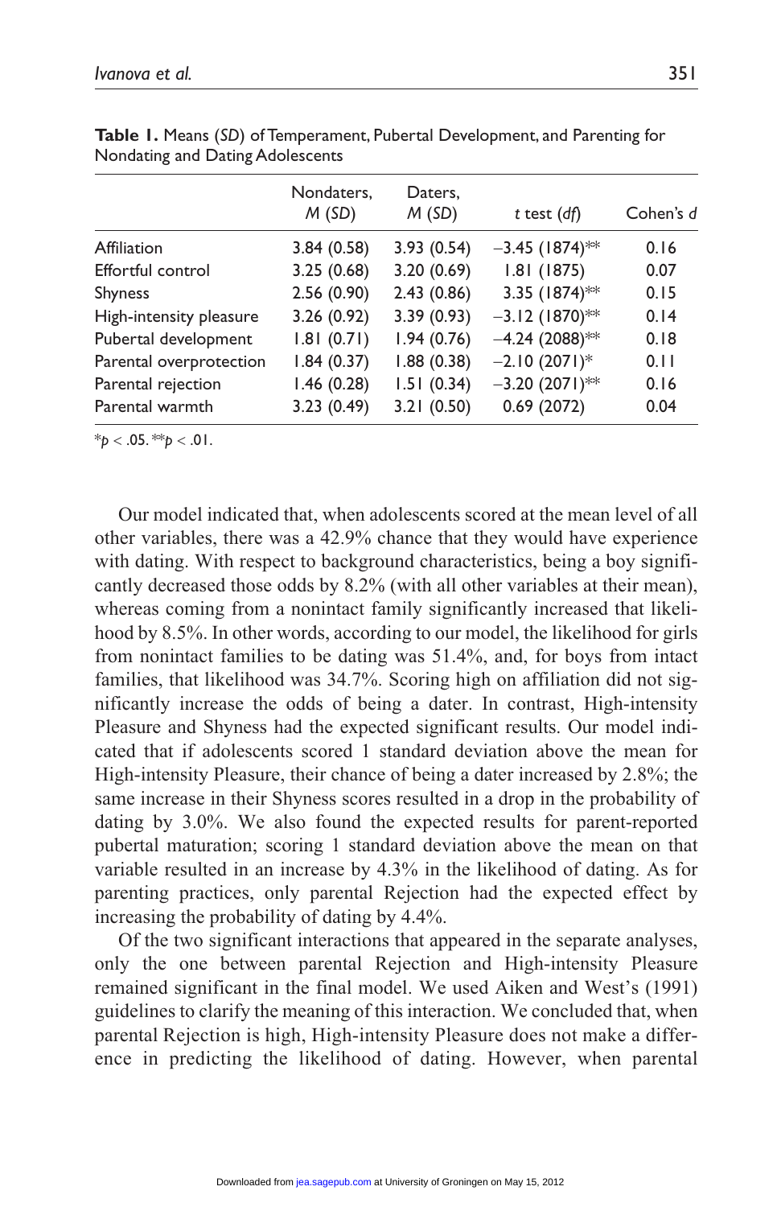**Table 1.** Means (*SD*) of Temperament, Pubertal Development, and Parenting for Nondating and Dating Adolescents

| | Nondaters, *M* (*SD*) | Daters, *M* (*SD*) | *t* test (*df*) | Cohen's *d* |
|---|---|---|---|---|
| Affiliation | 3.84 (0.58) | 3.93 (0.54) | −3.45 (1874)** | 0.16 |
| Effortful control | 3.25 (0.68) | 3.20 (0.69) | 1.81 (1875) | 0.07 |
| Shyness | 2.56 (0.90) | 2.43 (0.86) | 3.35 (1874)** | 0.15 |
| High-intensity pleasure | 3.26 (0.92) | 3.39 (0.93) | −3.12 (1870)** | 0.14 |
| Pubertal development | 1.81 (0.71) | 1.94 (0.76) | −4.24 (2088)** | 0.18 |
| Parental overprotection | 1.84 (0.37) | 1.88 (0.38) | −2.10 (2071)* | 0.11 |
| Parental rejection | 1.46 (0.28) | 1.51 (0.34) | −3.20 (2071)** | 0.16 |
| Parental warmth | 3.23 (0.49) | 3.21 (0.50) | 0.69 (2072) | 0.04 |

*$p < .05$. **$p < .01$.

Our model indicated that, when adolescents scored at the mean level of all other variables, there was a 42.9% chance that they would have experience with dating. With respect to background characteristics, being a boy significantly decreased those odds by 8.2% (with all other variables at their mean), whereas coming from a nonintact family significantly increased that likelihood by 8.5%. In other words, according to our model, the likelihood for girls from nonintact families to be dating was 51.4%, and, for boys from intact families, that likelihood was 34.7%. Scoring high on affiliation did not significantly increase the odds of being a dater. In contrast, High-intensity Pleasure and Shyness had the expected significant results. Our model indicated that if adolescents scored 1 standard deviation above the mean for High-intensity Pleasure, their chance of being a dater increased by 2.8%; the same increase in their Shyness scores resulted in a drop in the probability of dating by 3.0%. We also found the expected results for parent-reported pubertal maturation; scoring 1 standard deviation above the mean on that variable resulted in an increase by 4.3% in the likelihood of dating. As for parenting practices, only parental Rejection had the expected effect by increasing the probability of dating by 4.4%.

Of the two significant interactions that appeared in the separate analyses, only the one between parental Rejection and High-intensity Pleasure remained significant in the final model. We used Aiken and West's (1991) guidelines to clarify the meaning of this interaction. We concluded that, when parental Rejection is high, High-intensity Pleasure does not make a difference in predicting the likelihood of dating. However, when parental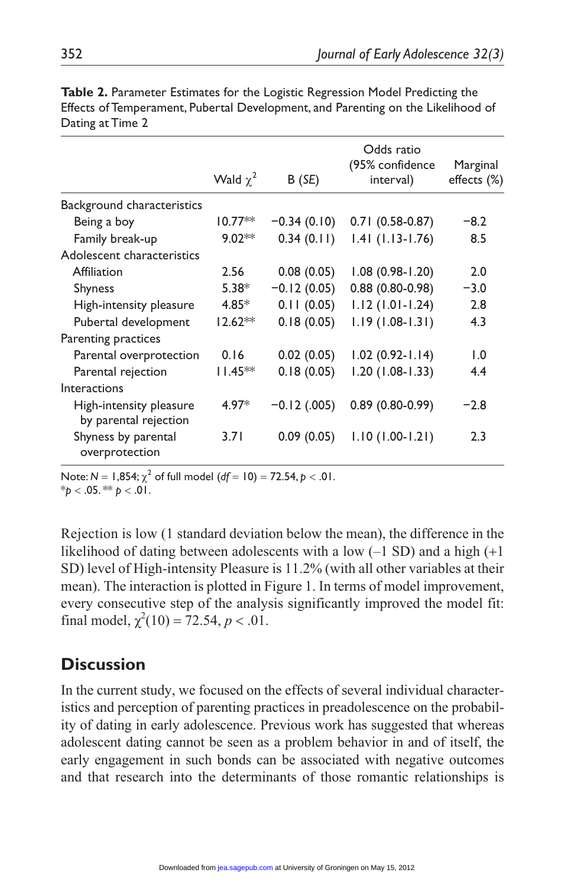**Table 2.** Parameter Estimates for the Logistic Regression Model Predicting the Effects of Temperament, Pubertal Development, and Parenting on the Likelihood of Dating at Time 2

| | Wald $\chi^2$ | B (*SE*) | Odds ratio (95% confidence interval) | Marginal effects (%) |
|---|---|---|---|---|
| Background characteristics | | | | |
| Being a boy | 10.77** | −0.34 (0.10) | 0.71 (0.58-0.87) | −8.2 |
| Family break-up | 9.02** | 0.34 (0.11) | 1.41 (1.13-1.76) | 8.5 |
| Adolescent characteristics | | | | |
| Affiliation | 2.56 | 0.08 (0.05) | 1.08 (0.98-1.20) | 2.0 |
| Shyness | 5.38* | −0.12 (0.05) | 0.88 (0.80-0.98) | −3.0 |
| High-intensity pleasure | 4.85* | 0.11 (0.05) | 1.12 (1.01-1.24) | 2.8 |
| Pubertal development | 12.62** | 0.18 (0.05) | 1.19 (1.08-1.31) | 4.3 |
| Parenting practices | | | | |
| Parental overprotection | 0.16 | 0.02 (0.05) | 1.02 (0.92-1.14) | 1.0 |
| Parental rejection | 11.45** | 0.18 (0.05) | 1.20 (1.08-1.33) | 4.4 |
| Interactions | | | | |
| High-intensity pleasure by parental rejection | 4.97* | −0.12 (.005) | 0.89 (0.80-0.99) | −2.8 |
| Shyness by parental overprotection | 3.71 | 0.09 (0.05) | 1.10 (1.00-1.21) | 2.3 |

Note: $N = 1{,}854$; $\chi^2$ of full model ($df = 10$) = 72.54, $p < .01$.
*$p < .05$. ** $p < .01$.

Rejection is low (1 standard deviation below the mean), the difference in the likelihood of dating between adolescents with a low (–1 SD) and a high (+1 SD) level of High-intensity Pleasure is 11.2% (with all other variables at their mean). The interaction is plotted in Figure 1. In terms of model improvement, every consecutive step of the analysis significantly improved the model fit: final model, $\chi^2(10) = 72.54$, $p < .01$.

## Discussion

In the current study, we focused on the effects of several individual characteristics and perception of parenting practices in preadolescence on the probability of dating in early adolescence. Previous work has suggested that whereas adolescent dating cannot be seen as a problem behavior in and of itself, the early engagement in such bonds can be associated with negative outcomes and that research into the determinants of those romantic relationships is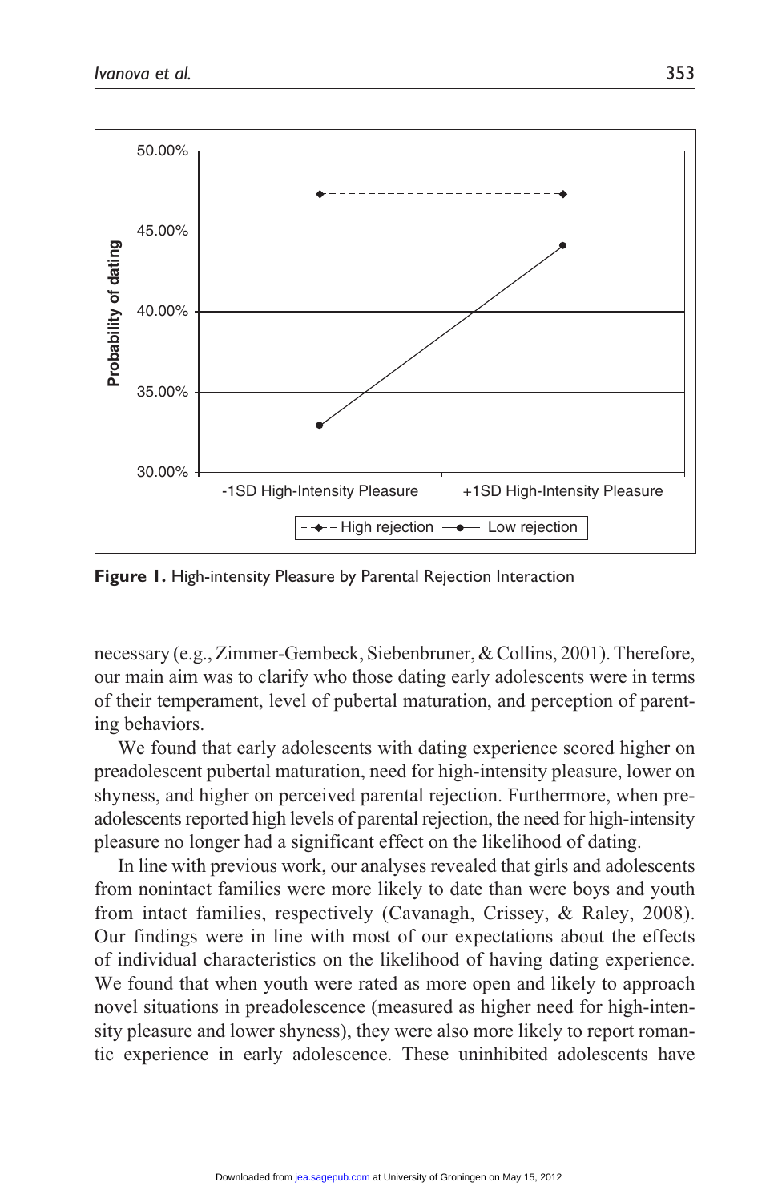**Figure 1.** High-intensity Pleasure by Parental Rejection Interaction

necessary (e.g., Zimmer-Gembeck, Siebenbruner, & Collins, 2001). Therefore, our main aim was to clarify who those dating early adolescents were in terms of their temperament, level of pubertal maturation, and perception of parenting behaviors.

We found that early adolescents with dating experience scored higher on preadolescent pubertal maturation, need for high-intensity pleasure, lower on shyness, and higher on perceived parental rejection. Furthermore, when preadolescents reported high levels of parental rejection, the need for high-intensity pleasure no longer had a significant effect on the likelihood of dating.

In line with previous work, our analyses revealed that girls and adolescents from nonintact families were more likely to date than were boys and youth from intact families, respectively (Cavanagh, Crissey, & Raley, 2008). Our findings were in line with most of our expectations about the effects of individual characteristics on the likelihood of having dating experience. We found that when youth were rated as more open and likely to approach novel situations in preadolescence (measured as higher need for high-intensity pleasure and lower shyness), they were also more likely to report romantic experience in early adolescence. These uninhibited adolescents have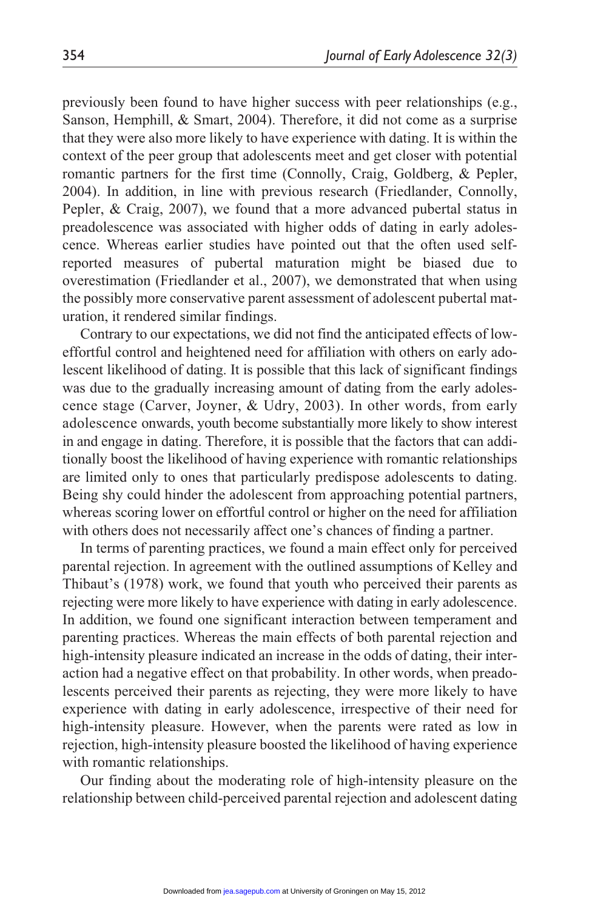previously been found to have higher success with peer relationships (e.g., Sanson, Hemphill, & Smart, 2004). Therefore, it did not come as a surprise that they were also more likely to have experience with dating. It is within the context of the peer group that adolescents meet and get closer with potential romantic partners for the first time (Connolly, Craig, Goldberg, & Pepler, 2004). In addition, in line with previous research (Friedlander, Connolly, Pepler, & Craig, 2007), we found that a more advanced pubertal status in preadolescence was associated with higher odds of dating in early adolescence. Whereas earlier studies have pointed out that the often used self-reported measures of pubertal maturation might be biased due to overestimation (Friedlander et al., 2007), we demonstrated that when using the possibly more conservative parent assessment of adolescent pubertal maturation, it rendered similar findings.

Contrary to our expectations, we did not find the anticipated effects of low-effortful control and heightened need for affiliation with others on early adolescent likelihood of dating. It is possible that this lack of significant findings was due to the gradually increasing amount of dating from the early adolescence stage (Carver, Joyner, & Udry, 2003). In other words, from early adolescence onwards, youth become substantially more likely to show interest in and engage in dating. Therefore, it is possible that the factors that can additionally boost the likelihood of having experience with romantic relationships are limited only to ones that particularly predispose adolescents to dating. Being shy could hinder the adolescent from approaching potential partners, whereas scoring lower on effortful control or higher on the need for affiliation with others does not necessarily affect one's chances of finding a partner.

In terms of parenting practices, we found a main effect only for perceived parental rejection. In agreement with the outlined assumptions of Kelley and Thibaut's (1978) work, we found that youth who perceived their parents as rejecting were more likely to have experience with dating in early adolescence. In addition, we found one significant interaction between temperament and parenting practices. Whereas the main effects of both parental rejection and high-intensity pleasure indicated an increase in the odds of dating, their interaction had a negative effect on that probability. In other words, when preadolescents perceived their parents as rejecting, they were more likely to have experience with dating in early adolescence, irrespective of their need for high-intensity pleasure. However, when the parents were rated as low in rejection, high-intensity pleasure boosted the likelihood of having experience with romantic relationships.

Our finding about the moderating role of high-intensity pleasure on the relationship between child-perceived parental rejection and adolescent dating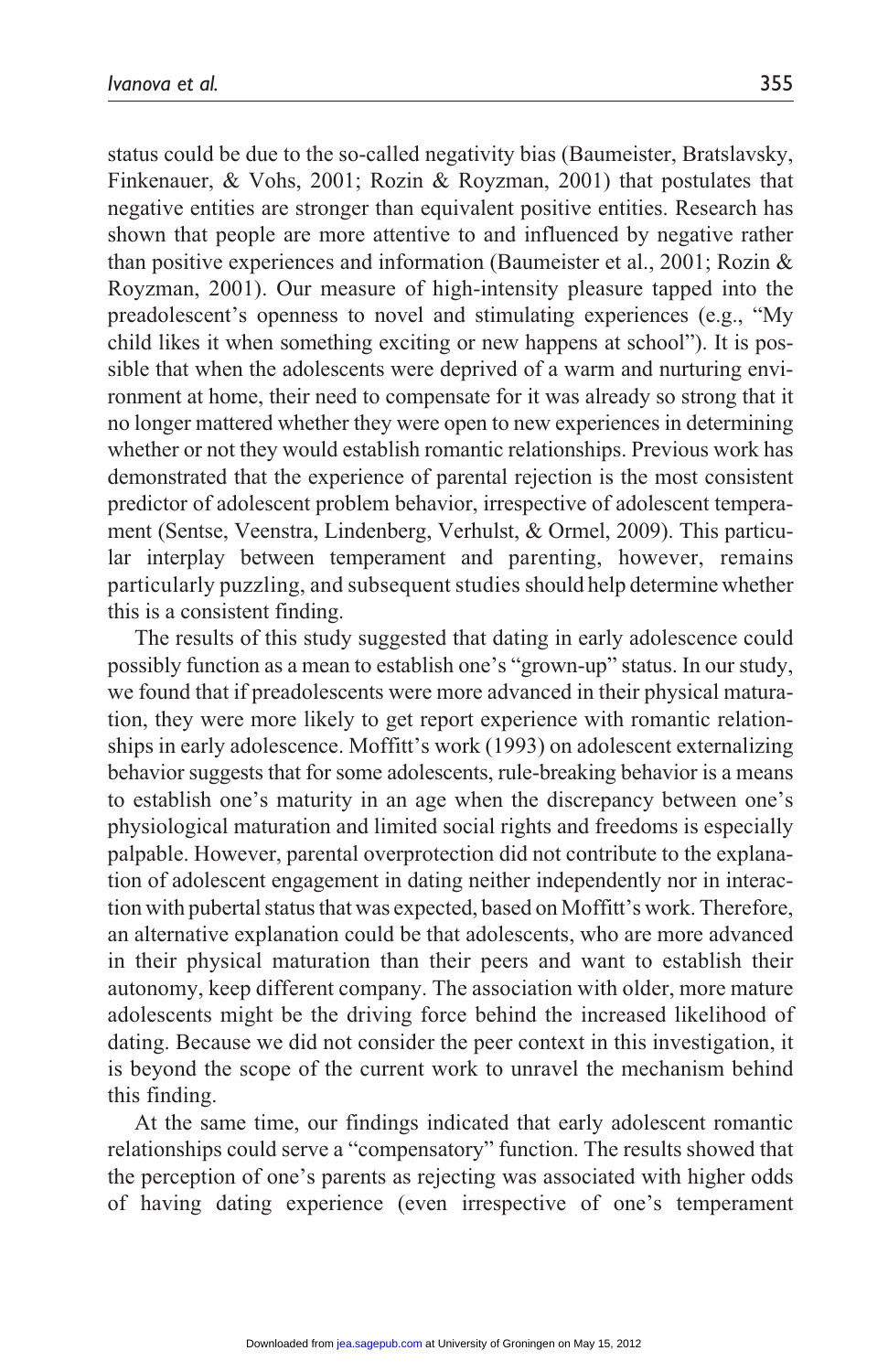status could be due to the so-called negativity bias (Baumeister, Bratslavsky, Finkenauer, & Vohs, 2001; Rozin & Royzman, 2001) that postulates that negative entities are stronger than equivalent positive entities. Research has shown that people are more attentive to and influenced by negative rather than positive experiences and information (Baumeister et al., 2001; Rozin & Royzman, 2001). Our measure of high-intensity pleasure tapped into the preadolescent's openness to novel and stimulating experiences (e.g., "My child likes it when something exciting or new happens at school"). It is possible that when the adolescents were deprived of a warm and nurturing environment at home, their need to compensate for it was already so strong that it no longer mattered whether they were open to new experiences in determining whether or not they would establish romantic relationships. Previous work has demonstrated that the experience of parental rejection is the most consistent predictor of adolescent problem behavior, irrespective of adolescent temperament (Sentse, Veenstra, Lindenberg, Verhulst, & Ormel, 2009). This particular interplay between temperament and parenting, however, remains particularly puzzling, and subsequent studies should help determine whether this is a consistent finding.

The results of this study suggested that dating in early adolescence could possibly function as a mean to establish one's "grown-up" status. In our study, we found that if preadolescents were more advanced in their physical maturation, they were more likely to get report experience with romantic relationships in early adolescence. Moffitt's work (1993) on adolescent externalizing behavior suggests that for some adolescents, rule-breaking behavior is a means to establish one's maturity in an age when the discrepancy between one's physiological maturation and limited social rights and freedoms is especially palpable. However, parental overprotection did not contribute to the explanation of adolescent engagement in dating neither independently nor in interaction with pubertal status that was expected, based on Moffitt's work. Therefore, an alternative explanation could be that adolescents, who are more advanced in their physical maturation than their peers and want to establish their autonomy, keep different company. The association with older, more mature adolescents might be the driving force behind the increased likelihood of dating. Because we did not consider the peer context in this investigation, it is beyond the scope of the current work to unravel the mechanism behind this finding.

At the same time, our findings indicated that early adolescent romantic relationships could serve a "compensatory" function. The results showed that the perception of one's parents as rejecting was associated with higher odds of having dating experience (even irrespective of one's temperament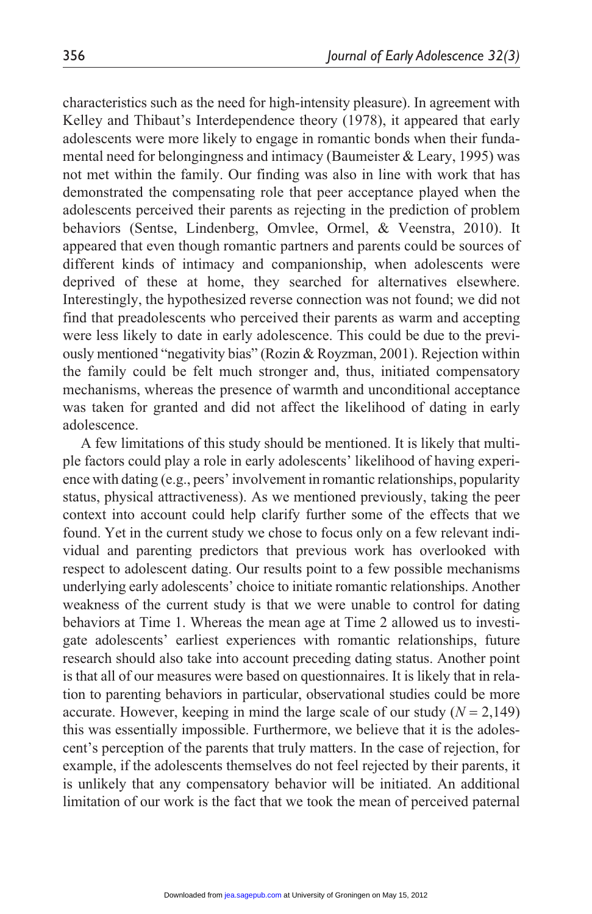characteristics such as the need for high-intensity pleasure). In agreement with Kelley and Thibaut's Interdependence theory (1978), it appeared that early adolescents were more likely to engage in romantic bonds when their fundamental need for belongingness and intimacy (Baumeister & Leary, 1995) was not met within the family. Our finding was also in line with work that has demonstrated the compensating role that peer acceptance played when the adolescents perceived their parents as rejecting in the prediction of problem behaviors (Sentse, Lindenberg, Omvlee, Ormel, & Veenstra, 2010). It appeared that even though romantic partners and parents could be sources of different kinds of intimacy and companionship, when adolescents were deprived of these at home, they searched for alternatives elsewhere. Interestingly, the hypothesized reverse connection was not found; we did not find that preadolescents who perceived their parents as warm and accepting were less likely to date in early adolescence. This could be due to the previously mentioned "negativity bias" (Rozin & Royzman, 2001). Rejection within the family could be felt much stronger and, thus, initiated compensatory mechanisms, whereas the presence of warmth and unconditional acceptance was taken for granted and did not affect the likelihood of dating in early adolescence.

A few limitations of this study should be mentioned. It is likely that multiple factors could play a role in early adolescents' likelihood of having experience with dating (e.g., peers' involvement in romantic relationships, popularity status, physical attractiveness). As we mentioned previously, taking the peer context into account could help clarify further some of the effects that we found. Yet in the current study we chose to focus only on a few relevant individual and parenting predictors that previous work has overlooked with respect to adolescent dating. Our results point to a few possible mechanisms underlying early adolescents' choice to initiate romantic relationships. Another weakness of the current study is that we were unable to control for dating behaviors at Time 1. Whereas the mean age at Time 2 allowed us to investigate adolescents' earliest experiences with romantic relationships, future research should also take into account preceding dating status. Another point is that all of our measures were based on questionnaires. It is likely that in relation to parenting behaviors in particular, observational studies could be more accurate. However, keeping in mind the large scale of our study ($N = 2{,}149$) this was essentially impossible. Furthermore, we believe that it is the adolescent's perception of the parents that truly matters. In the case of rejection, for example, if the adolescents themselves do not feel rejected by their parents, it is unlikely that any compensatory behavior will be initiated. An additional limitation of our work is the fact that we took the mean of perceived paternal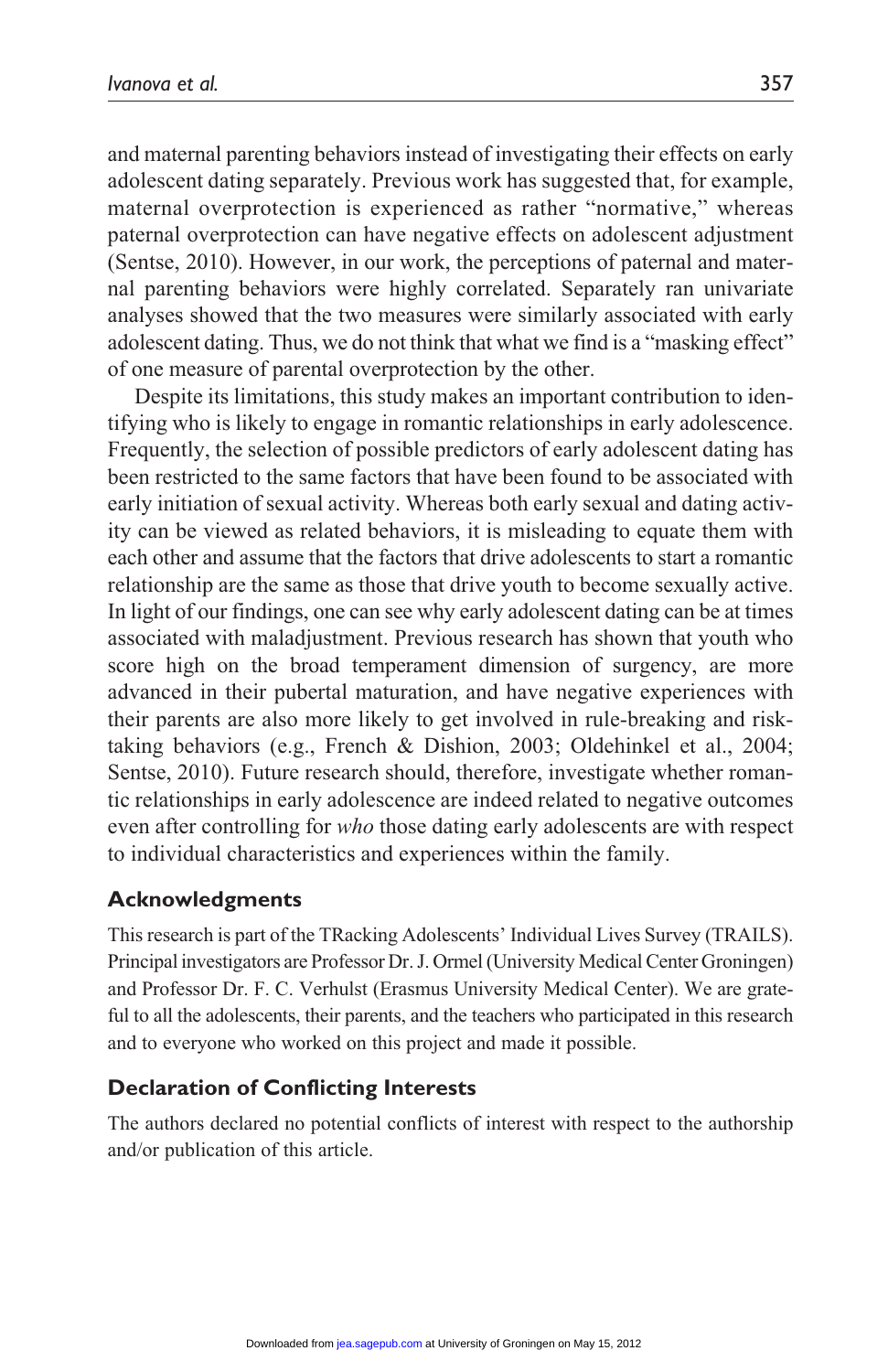and maternal parenting behaviors instead of investigating their effects on early adolescent dating separately. Previous work has suggested that, for example, maternal overprotection is experienced as rather "normative," whereas paternal overprotection can have negative effects on adolescent adjustment (Sentse, 2010). However, in our work, the perceptions of paternal and maternal parenting behaviors were highly correlated. Separately ran univariate analyses showed that the two measures were similarly associated with early adolescent dating. Thus, we do not think that what we find is a "masking effect" of one measure of parental overprotection by the other.

Despite its limitations, this study makes an important contribution to identifying who is likely to engage in romantic relationships in early adolescence. Frequently, the selection of possible predictors of early adolescent dating has been restricted to the same factors that have been found to be associated with early initiation of sexual activity. Whereas both early sexual and dating activity can be viewed as related behaviors, it is misleading to equate them with each other and assume that the factors that drive adolescents to start a romantic relationship are the same as those that drive youth to become sexually active. In light of our findings, one can see why early adolescent dating can be at times associated with maladjustment. Previous research has shown that youth who score high on the broad temperament dimension of surgency, are more advanced in their pubertal maturation, and have negative experiences with their parents are also more likely to get involved in rule-breaking and risk-taking behaviors (e.g., French & Dishion, 2003; Oldehinkel et al., 2004; Sentse, 2010). Future research should, therefore, investigate whether romantic relationships in early adolescence are indeed related to negative outcomes even after controlling for *who* those dating early adolescents are with respect to individual characteristics and experiences within the family.

## Acknowledgments

This research is part of the TRacking Adolescents' Individual Lives Survey (TRAILS). Principal investigators are Professor Dr. J. Ormel (University Medical Center Groningen) and Professor Dr. F. C. Verhulst (Erasmus University Medical Center). We are grateful to all the adolescents, their parents, and the teachers who participated in this research and to everyone who worked on this project and made it possible.

## Declaration of Conflicting Interests

The authors declared no potential conflicts of interest with respect to the authorship and/or publication of this article.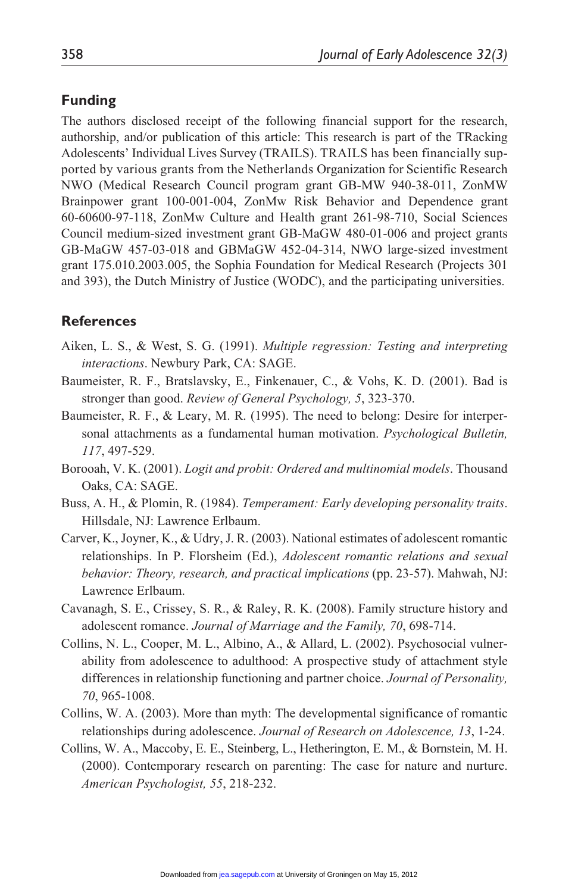## Funding

The authors disclosed receipt of the following financial support for the research, authorship, and/or publication of this article: This research is part of the TRacking Adolescents' Individual Lives Survey (TRAILS). TRAILS has been financially supported by various grants from the Netherlands Organization for Scientific Research NWO (Medical Research Council program grant GB-MW 940-38-011, ZonMW Brainpower grant 100-001-004, ZonMw Risk Behavior and Dependence grant 60-60600-97-118, ZonMw Culture and Health grant 261-98-710, Social Sciences Council medium-sized investment grant GB-MaGW 480-01-006 and project grants GB-MaGW 457-03-018 and GBMaGW 452-04-314, NWO large-sized investment grant 175.010.2003.005, the Sophia Foundation for Medical Research (Projects 301 and 393), the Dutch Ministry of Justice (WODC), and the participating universities.

## References

Aiken, L. S., & West, S. G. (1991). *Multiple regression: Testing and interpreting interactions*. Newbury Park, CA: SAGE.

Baumeister, R. F., Bratslavsky, E., Finkenauer, C., & Vohs, K. D. (2001). Bad is stronger than good. *Review of General Psychology, 5*, 323-370.

Baumeister, R. F., & Leary, M. R. (1995). The need to belong: Desire for interpersonal attachments as a fundamental human motivation. *Psychological Bulletin, 117*, 497-529.

Borooah, V. K. (2001). *Logit and probit: Ordered and multinomial models*. Thousand Oaks, CA: SAGE.

Buss, A. H., & Plomin, R. (1984). *Temperament: Early developing personality traits*. Hillsdale, NJ: Lawrence Erlbaum.

Carver, K., Joyner, K., & Udry, J. R. (2003). National estimates of adolescent romantic relationships. In P. Florsheim (Ed.), *Adolescent romantic relations and sexual behavior: Theory, research, and practical implications* (pp. 23-57). Mahwah, NJ: Lawrence Erlbaum.

Cavanagh, S. E., Crissey, S. R., & Raley, R. K. (2008). Family structure history and adolescent romance. *Journal of Marriage and the Family, 70*, 698-714.

Collins, N. L., Cooper, M. L., Albino, A., & Allard, L. (2002). Psychosocial vulnerability from adolescence to adulthood: A prospective study of attachment style differences in relationship functioning and partner choice. *Journal of Personality, 70*, 965-1008.

Collins, W. A. (2003). More than myth: The developmental significance of romantic relationships during adolescence. *Journal of Research on Adolescence, 13*, 1-24.

Collins, W. A., Maccoby, E. E., Steinberg, L., Hetherington, E. M., & Bornstein, M. H. (2000). Contemporary research on parenting: The case for nature and nurture. *American Psychologist, 55*, 218-232.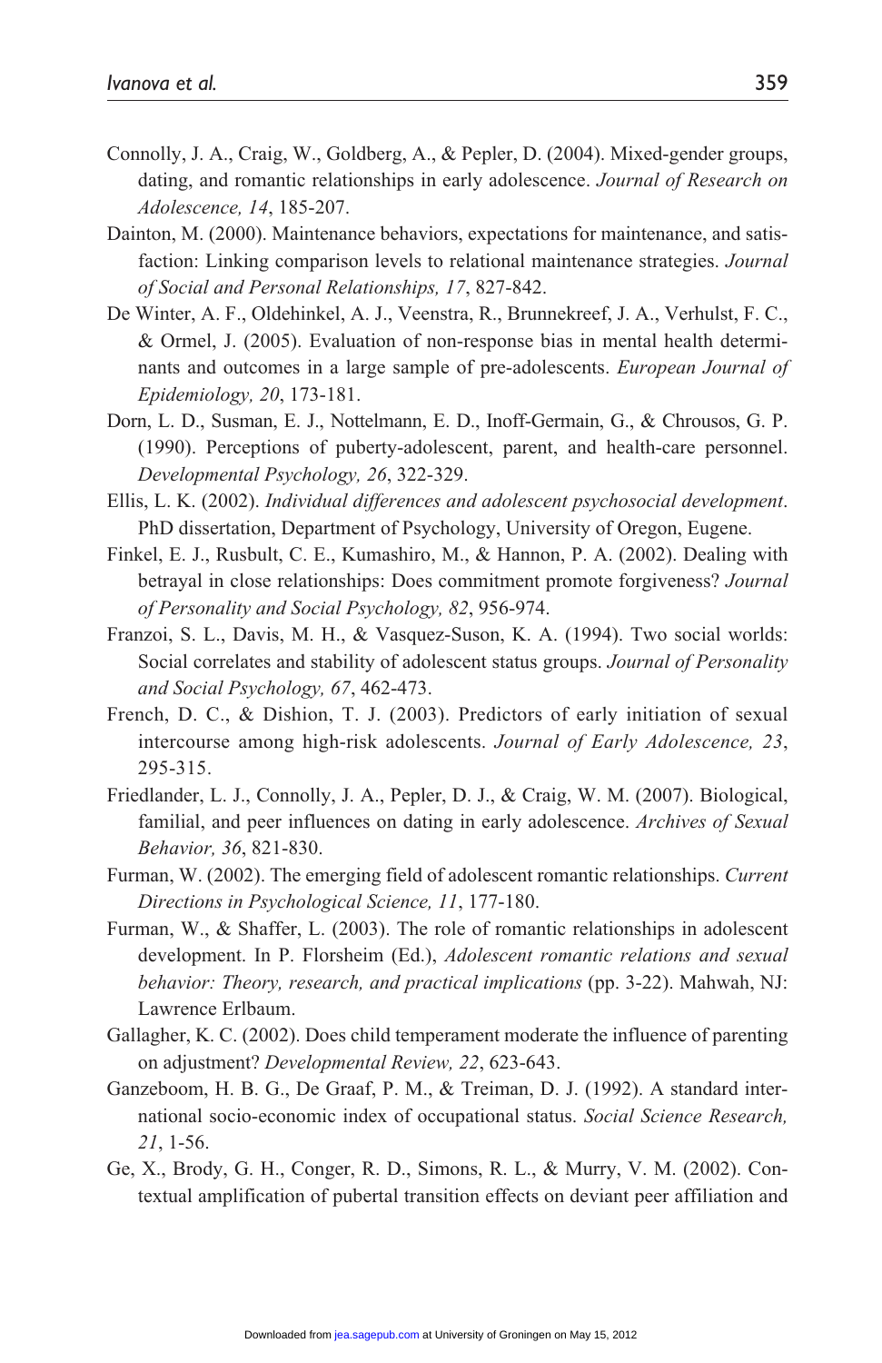Connolly, J. A., Craig, W., Goldberg, A., & Pepler, D. (2004). Mixed-gender groups, dating, and romantic relationships in early adolescence. *Journal of Research on Adolescence, 14*, 185-207.

Dainton, M. (2000). Maintenance behaviors, expectations for maintenance, and satisfaction: Linking comparison levels to relational maintenance strategies. *Journal of Social and Personal Relationships, 17*, 827-842.

De Winter, A. F., Oldehinkel, A. J., Veenstra, R., Brunnekreef, J. A., Verhulst, F. C., & Ormel, J. (2005). Evaluation of non-response bias in mental health determinants and outcomes in a large sample of pre-adolescents. *European Journal of Epidemiology, 20*, 173-181.

Dorn, L. D., Susman, E. J., Nottelmann, E. D., Inoff-Germain, G., & Chrousos, G. P. (1990). Perceptions of puberty-adolescent, parent, and health-care personnel. *Developmental Psychology, 26*, 322-329.

Ellis, L. K. (2002). *Individual differences and adolescent psychosocial development*. PhD dissertation, Department of Psychology, University of Oregon, Eugene.

Finkel, E. J., Rusbult, C. E., Kumashiro, M., & Hannon, P. A. (2002). Dealing with betrayal in close relationships: Does commitment promote forgiveness? *Journal of Personality and Social Psychology, 82*, 956-974.

Franzoi, S. L., Davis, M. H., & Vasquez-Suson, K. A. (1994). Two social worlds: Social correlates and stability of adolescent status groups. *Journal of Personality and Social Psychology, 67*, 462-473.

French, D. C., & Dishion, T. J. (2003). Predictors of early initiation of sexual intercourse among high-risk adolescents. *Journal of Early Adolescence, 23*, 295-315.

Friedlander, L. J., Connolly, J. A., Pepler, D. J., & Craig, W. M. (2007). Biological, familial, and peer influences on dating in early adolescence. *Archives of Sexual Behavior, 36*, 821-830.

Furman, W. (2002). The emerging field of adolescent romantic relationships. *Current Directions in Psychological Science, 11*, 177-180.

Furman, W., & Shaffer, L. (2003). The role of romantic relationships in adolescent development. In P. Florsheim (Ed.), *Adolescent romantic relations and sexual behavior: Theory, research, and practical implications* (pp. 3-22). Mahwah, NJ: Lawrence Erlbaum.

Gallagher, K. C. (2002). Does child temperament moderate the influence of parenting on adjustment? *Developmental Review, 22*, 623-643.

Ganzeboom, H. B. G., De Graaf, P. M., & Treiman, D. J. (1992). A standard international socio-economic index of occupational status. *Social Science Research, 21*, 1-56.

Ge, X., Brody, G. H., Conger, R. D., Simons, R. L., & Murry, V. M. (2002). Contextual amplification of pubertal transition effects on deviant peer affiliation and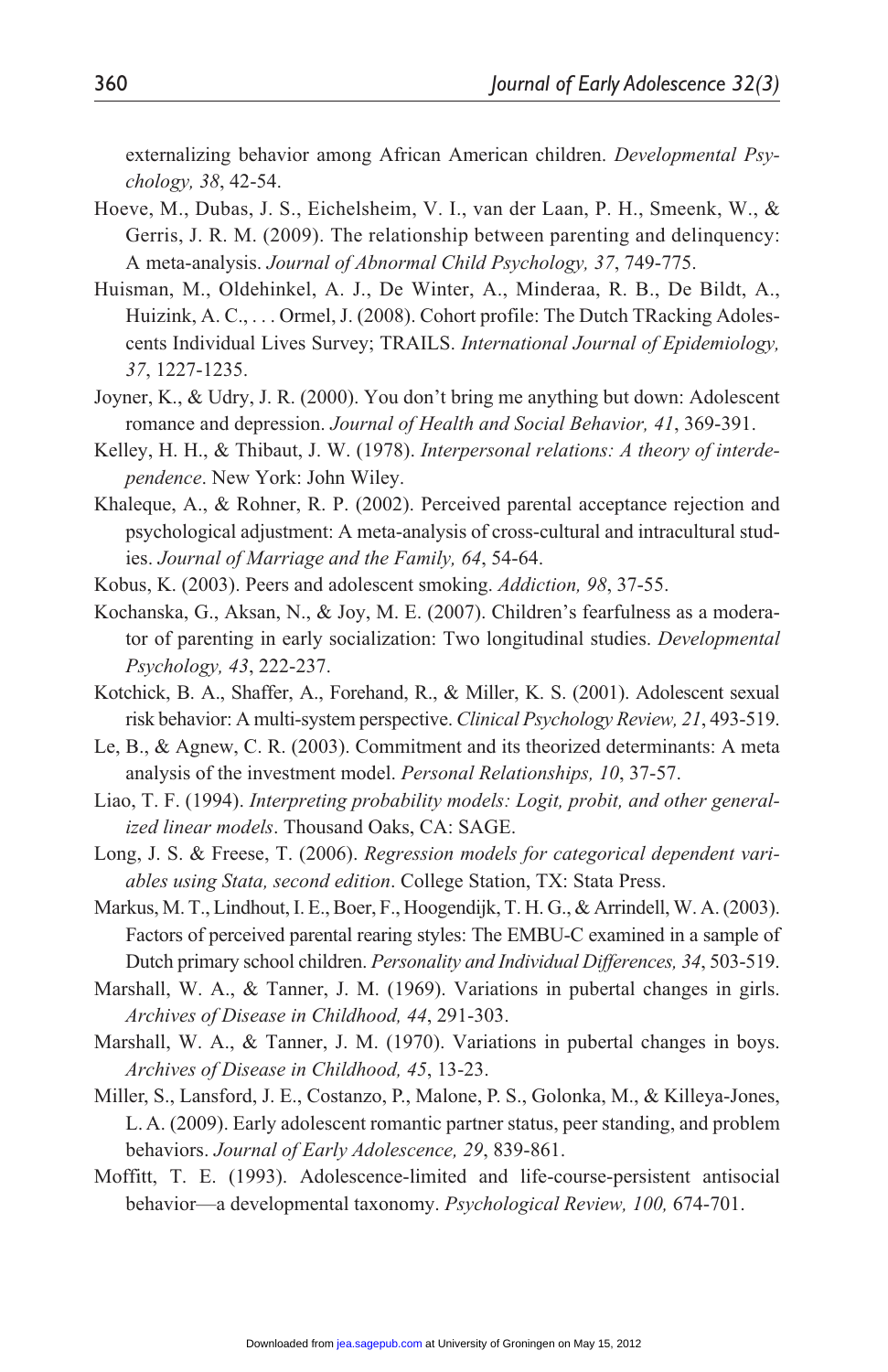externalizing behavior among African American children. *Developmental Psychology, 38*, 42-54.

Hoeve, M., Dubas, J. S., Eichelsheim, V. I., van der Laan, P. H., Smeenk, W., & Gerris, J. R. M. (2009). The relationship between parenting and delinquency: A meta-analysis. *Journal of Abnormal Child Psychology, 37*, 749-775.

Huisman, M., Oldehinkel, A. J., De Winter, A., Minderaa, R. B., De Bildt, A., Huizink, A. C., . . . Ormel, J. (2008). Cohort profile: The Dutch TRacking Adolescents Individual Lives Survey; TRAILS. *International Journal of Epidemiology, 37*, 1227-1235.

Joyner, K., & Udry, J. R. (2000). You don't bring me anything but down: Adolescent romance and depression. *Journal of Health and Social Behavior, 41*, 369-391.

Kelley, H. H., & Thibaut, J. W. (1978). *Interpersonal relations: A theory of interdependence*. New York: John Wiley.

Khaleque, A., & Rohner, R. P. (2002). Perceived parental acceptance rejection and psychological adjustment: A meta-analysis of cross-cultural and intracultural studies. *Journal of Marriage and the Family, 64*, 54-64.

Kobus, K. (2003). Peers and adolescent smoking. *Addiction, 98*, 37-55.

Kochanska, G., Aksan, N., & Joy, M. E. (2007). Children's fearfulness as a moderator of parenting in early socialization: Two longitudinal studies. *Developmental Psychology, 43*, 222-237.

Kotchick, B. A., Shaffer, A., Forehand, R., & Miller, K. S. (2001). Adolescent sexual risk behavior: A multi-system perspective. *Clinical Psychology Review, 21*, 493-519.

Le, B., & Agnew, C. R. (2003). Commitment and its theorized determinants: A meta analysis of the investment model. *Personal Relationships, 10*, 37-57.

Liao, T. F. (1994). *Interpreting probability models: Logit, probit, and other generalized linear models*. Thousand Oaks, CA: SAGE.

Long, J. S. & Freese, T. (2006). *Regression models for categorical dependent variables using Stata, second edition*. College Station, TX: Stata Press.

Markus, M. T., Lindhout, I. E., Boer, F., Hoogendijk, T. H. G., & Arrindell, W. A. (2003). Factors of perceived parental rearing styles: The EMBU-C examined in a sample of Dutch primary school children. *Personality and Individual Differences, 34*, 503-519.

Marshall, W. A., & Tanner, J. M. (1969). Variations in pubertal changes in girls. *Archives of Disease in Childhood, 44*, 291-303.

Marshall, W. A., & Tanner, J. M. (1970). Variations in pubertal changes in boys. *Archives of Disease in Childhood, 45*, 13-23.

Miller, S., Lansford, J. E., Costanzo, P., Malone, P. S., Golonka, M., & Killeya-Jones, L. A. (2009). Early adolescent romantic partner status, peer standing, and problem behaviors. *Journal of Early Adolescence, 29*, 839-861.

Moffitt, T. E. (1993). Adolescence-limited and life-course-persistent antisocial behavior—a developmental taxonomy. *Psychological Review, 100,* 674-701.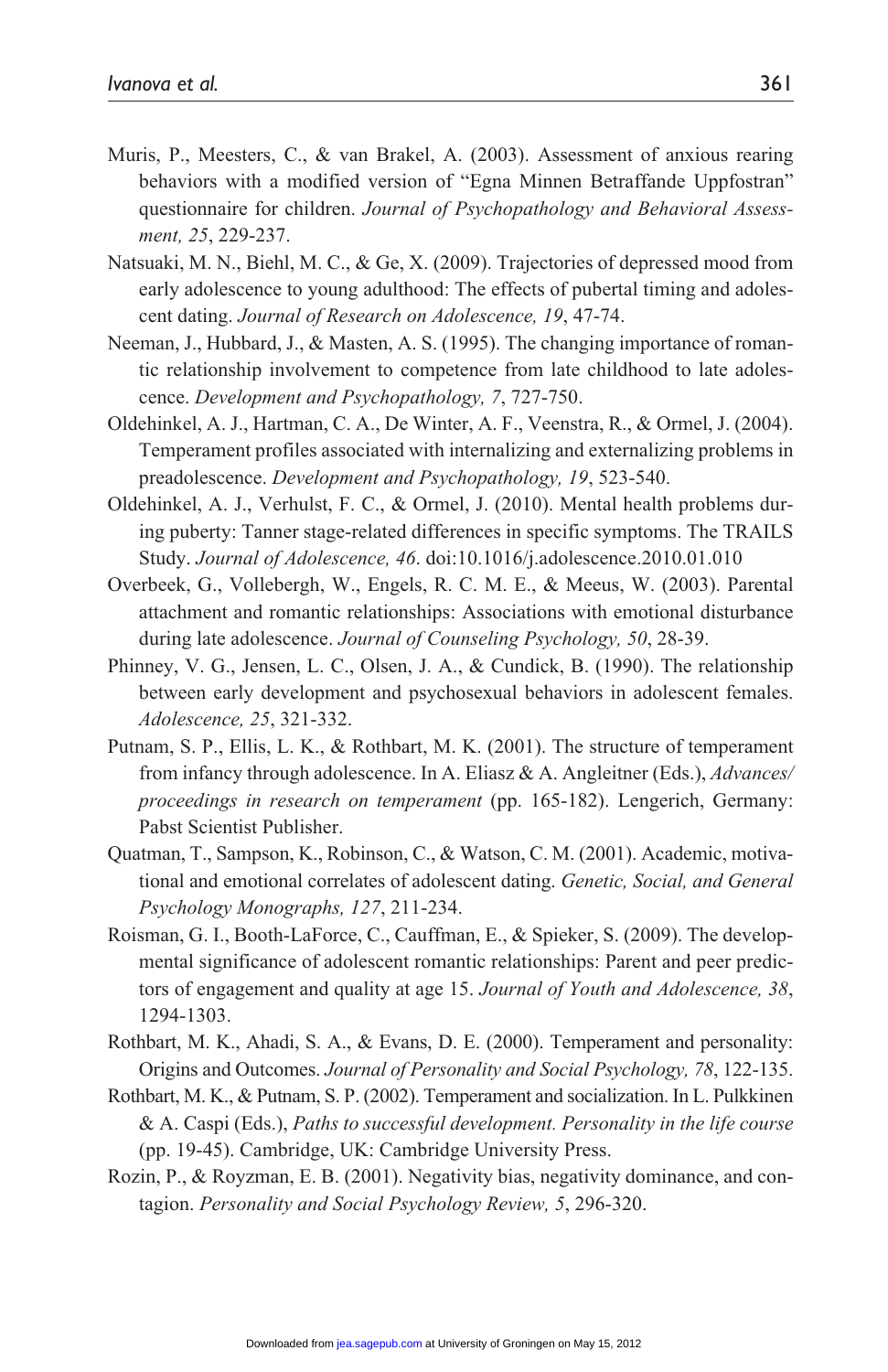Muris, P., Meesters, C., & van Brakel, A. (2003). Assessment of anxious rearing behaviors with a modified version of “Egna Minnen Betraffande Uppfostran” questionnaire for children. *Journal of Psychopathology and Behavioral Assessment, 25*, 229-237.

Natsuaki, M. N., Biehl, M. C., & Ge, X. (2009). Trajectories of depressed mood from early adolescence to young adulthood: The effects of pubertal timing and adolescent dating. *Journal of Research on Adolescence, 19*, 47-74.

Neeman, J., Hubbard, J., & Masten, A. S. (1995). The changing importance of romantic relationship involvement to competence from late childhood to late adolescence. *Development and Psychopathology, 7*, 727-750.

Oldehinkel, A. J., Hartman, C. A., De Winter, A. F., Veenstra, R., & Ormel, J. (2004). Temperament profiles associated with internalizing and externalizing problems in preadolescence. *Development and Psychopathology, 19*, 523-540.

Oldehinkel, A. J., Verhulst, F. C., & Ormel, J. (2010). Mental health problems during puberty: Tanner stage-related differences in specific symptoms. The TRAILS Study. *Journal of Adolescence, 46*. doi:10.1016/j.adolescence.2010.01.010

Overbeek, G., Vollebergh, W., Engels, R. C. M. E., & Meeus, W. (2003). Parental attachment and romantic relationships: Associations with emotional disturbance during late adolescence. *Journal of Counseling Psychology, 50*, 28-39.

Phinney, V. G., Jensen, L. C., Olsen, J. A., & Cundick, B. (1990). The relationship between early development and psychosexual behaviors in adolescent females. *Adolescence, 25*, 321-332.

Putnam, S. P., Ellis, L. K., & Rothbart, M. K. (2001). The structure of temperament from infancy through adolescence. In A. Eliasz & A. Angleitner (Eds.), *Advances/proceedings in research on temperament* (pp. 165-182). Lengerich, Germany: Pabst Scientist Publisher.

Quatman, T., Sampson, K., Robinson, C., & Watson, C. M. (2001). Academic, motivational and emotional correlates of adolescent dating. *Genetic, Social, and General Psychology Monographs, 127*, 211-234.

Roisman, G. I., Booth-LaForce, C., Cauffman, E., & Spieker, S. (2009). The developmental significance of adolescent romantic relationships: Parent and peer predictors of engagement and quality at age 15. *Journal of Youth and Adolescence, 38*, 1294-1303.

Rothbart, M. K., Ahadi, S. A., & Evans, D. E. (2000). Temperament and personality: Origins and Outcomes. *Journal of Personality and Social Psychology, 78*, 122-135.

Rothbart, M. K., & Putnam, S. P. (2002). Temperament and socialization. In L. Pulkkinen & A. Caspi (Eds.), *Paths to successful development. Personality in the life course* (pp. 19-45). Cambridge, UK: Cambridge University Press.

Rozin, P., & Royzman, E. B. (2001). Negativity bias, negativity dominance, and contagion. *Personality and Social Psychology Review, 5*, 296-320.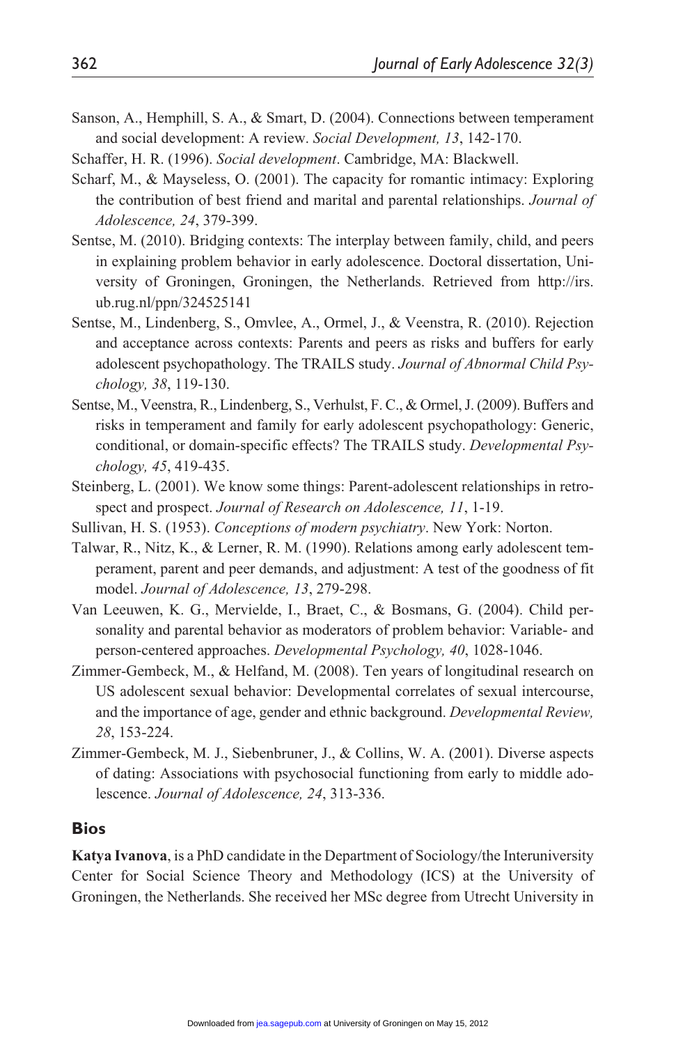Sanson, A., Hemphill, S. A., & Smart, D. (2004). Connections between temperament and social development: A review. *Social Development, 13*, 142-170.

Schaffer, H. R. (1996). *Social development*. Cambridge, MA: Blackwell.

Scharf, M., & Mayseless, O. (2001). The capacity for romantic intimacy: Exploring the contribution of best friend and marital and parental relationships. *Journal of Adolescence, 24*, 379-399.

Sentse, M. (2010). Bridging contexts: The interplay between family, child, and peers in explaining problem behavior in early adolescence. Doctoral dissertation, University of Groningen, Groningen, the Netherlands. Retrieved from http://irs.ub.rug.nl/ppn/324525141

Sentse, M., Lindenberg, S., Omvlee, A., Ormel, J., & Veenstra, R. (2010). Rejection and acceptance across contexts: Parents and peers as risks and buffers for early adolescent psychopathology. The TRAILS study. *Journal of Abnormal Child Psychology, 38*, 119-130.

Sentse, M., Veenstra, R., Lindenberg, S., Verhulst, F. C., & Ormel, J. (2009). Buffers and risks in temperament and family for early adolescent psychopathology: Generic, conditional, or domain-specific effects? The TRAILS study. *Developmental Psychology, 45*, 419-435.

Steinberg, L. (2001). We know some things: Parent-adolescent relationships in retrospect and prospect. *Journal of Research on Adolescence, 11*, 1-19.

Sullivan, H. S. (1953). *Conceptions of modern psychiatry*. New York: Norton.

Talwar, R., Nitz, K., & Lerner, R. M. (1990). Relations among early adolescent temperament, parent and peer demands, and adjustment: A test of the goodness of fit model. *Journal of Adolescence, 13*, 279-298.

Van Leeuwen, K. G., Mervielde, I., Braet, C., & Bosmans, G. (2004). Child personality and parental behavior as moderators of problem behavior: Variable- and person-centered approaches. *Developmental Psychology, 40*, 1028-1046.

Zimmer-Gembeck, M., & Helfand, M. (2008). Ten years of longitudinal research on US adolescent sexual behavior: Developmental correlates of sexual intercourse, and the importance of age, gender and ethnic background. *Developmental Review, 28*, 153-224.

Zimmer-Gembeck, M. J., Siebenbruner, J., & Collins, W. A. (2001). Diverse aspects of dating: Associations with psychosocial functioning from early to middle adolescence. *Journal of Adolescence, 24*, 313-336.

## Bios

**Katya Ivanova**, is a PhD candidate in the Department of Sociology/the Interuniversity Center for Social Science Theory and Methodology (ICS) at the University of Groningen, the Netherlands. She received her MSc degree from Utrecht University in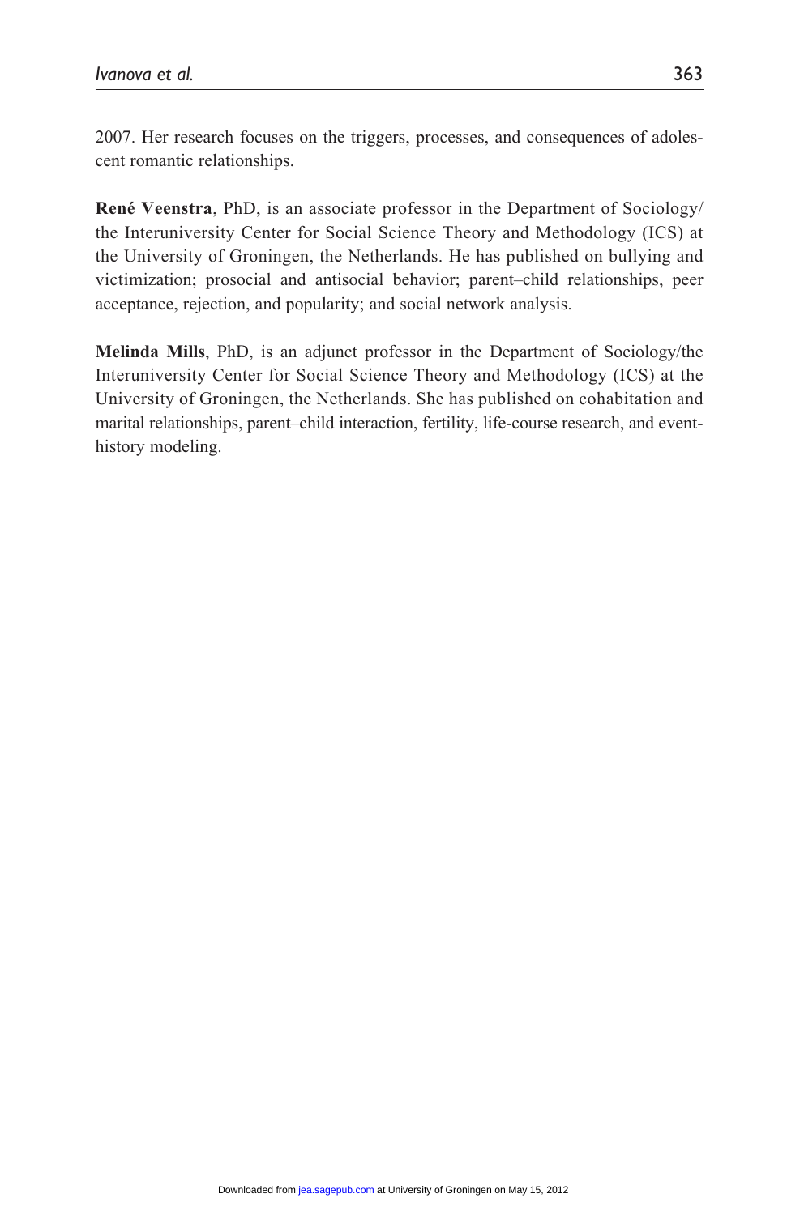2007. Her research focuses on the triggers, processes, and consequences of adolescent romantic relationships.

**René Veenstra**, PhD, is an associate professor in the Department of Sociology/the Interuniversity Center for Social Science Theory and Methodology (ICS) at the University of Groningen, the Netherlands. He has published on bullying and victimization; prosocial and antisocial behavior; parent–child relationships, peer acceptance, rejection, and popularity; and social network analysis.

**Melinda Mills**, PhD, is an adjunct professor in the Department of Sociology/the Interuniversity Center for Social Science Theory and Methodology (ICS) at the University of Groningen, the Netherlands. She has published on cohabitation and marital relationships, parent–child interaction, fertility, life-course research, and event-history modeling.